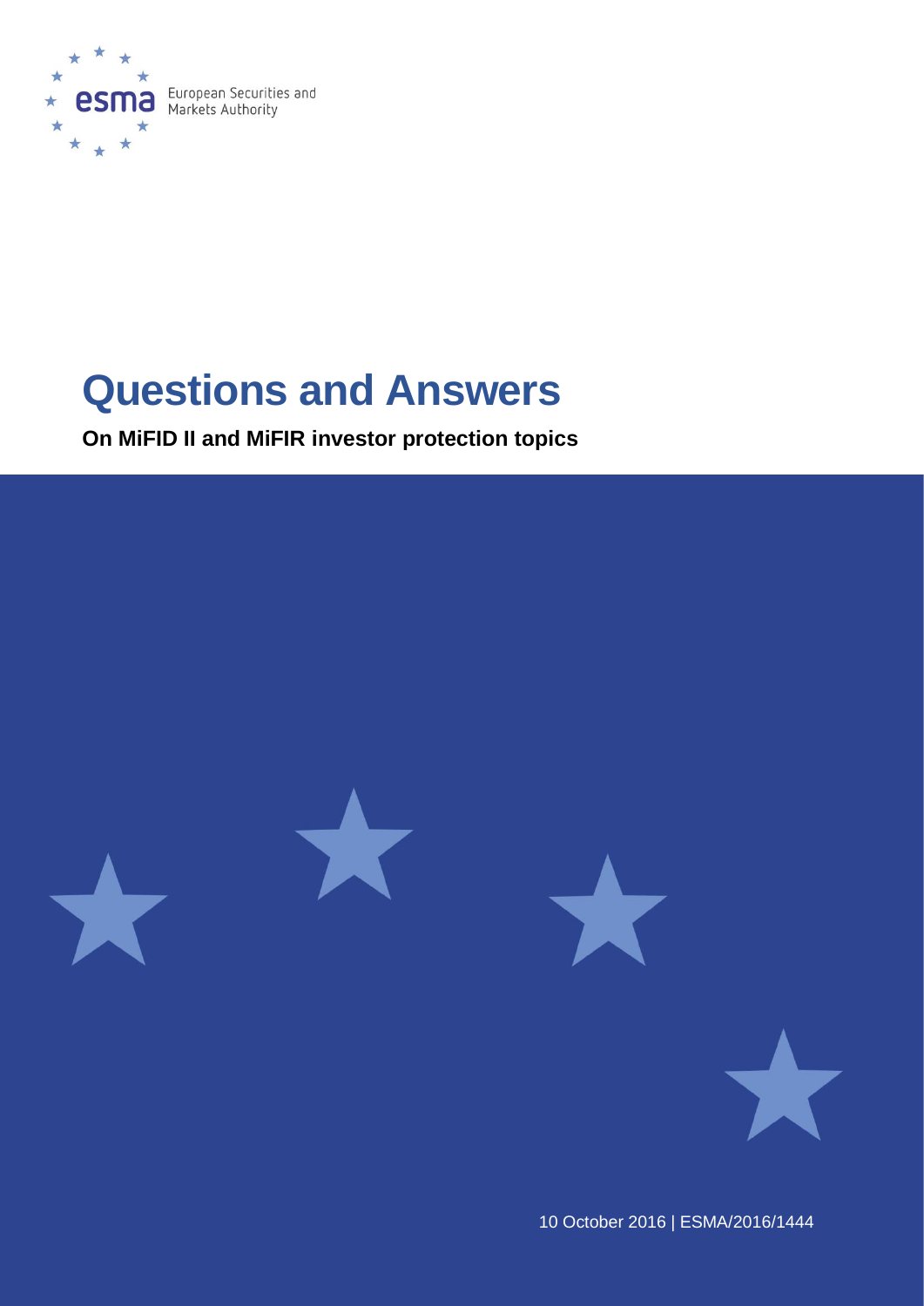European Securities and Markets Authority

# Questions and Answers

**On MiFID II and MiFIR investor protection topics**

10 October 2016 | ESMA/2016/1444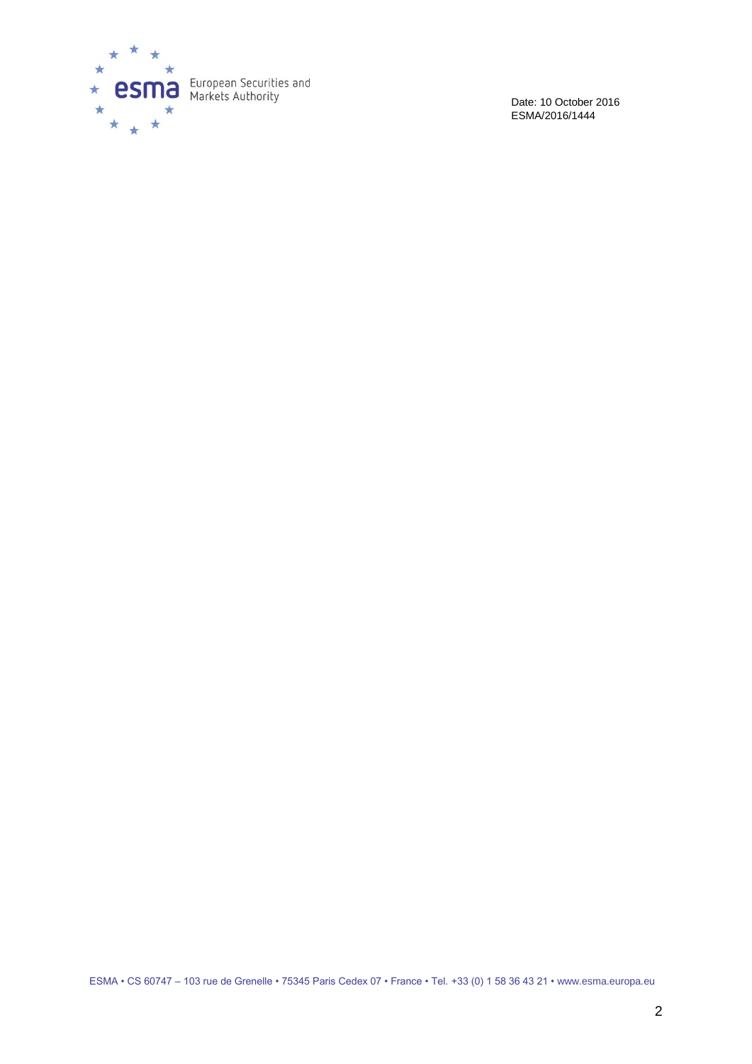Date: 10 October 2016
ESMA/2016/1444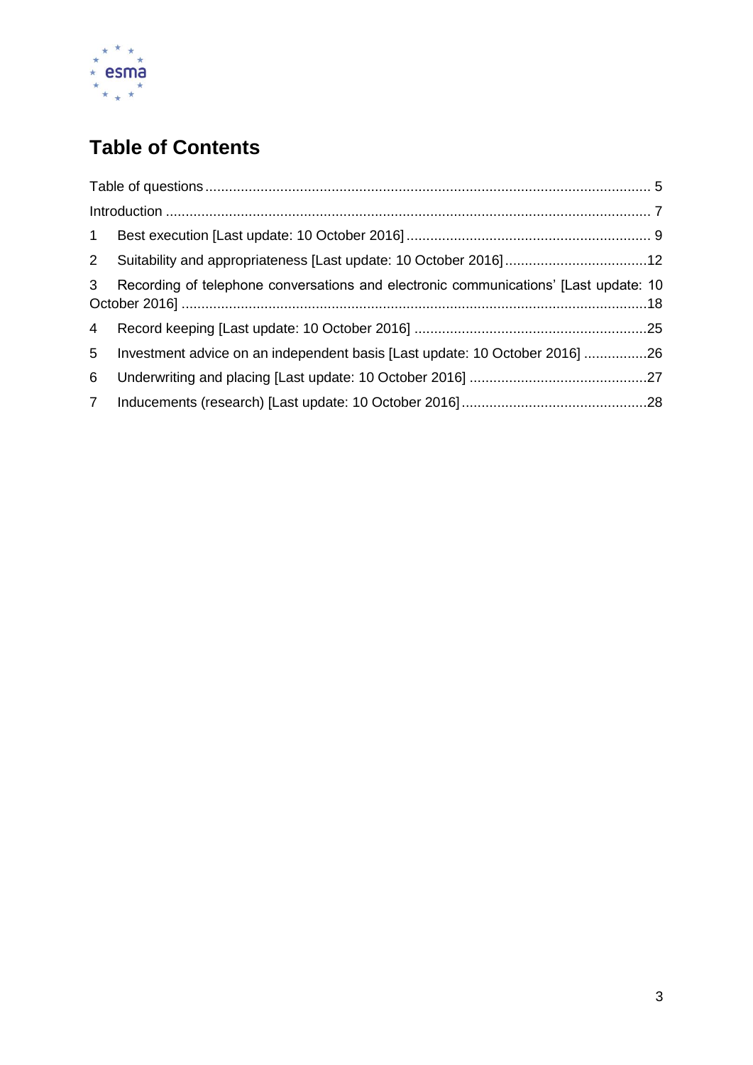# Table of Contents

Table of questions ....................................................................................................................... 5

Introduction .................................................................................................................................. 7

1 Best execution [Last update: 10 October 2016] ...................................................................... 9

2 Suitability and appropriateness [Last update: 10 October 2016] ............................................. 12

3 Recording of telephone conversations and electronic communications' [Last update: 10 October 2016] ..................................................................................................................................... 18

4 Record keeping [Last update: 10 October 2016] ..................................................................... 25

5 Investment advice on an independent basis [Last update: 10 October 2016] .......................... 26

6 Underwriting and placing [Last update: 10 October 2016] ...................................................... 27

7 Inducements (research) [Last update: 10 October 2016] ......................................................... 28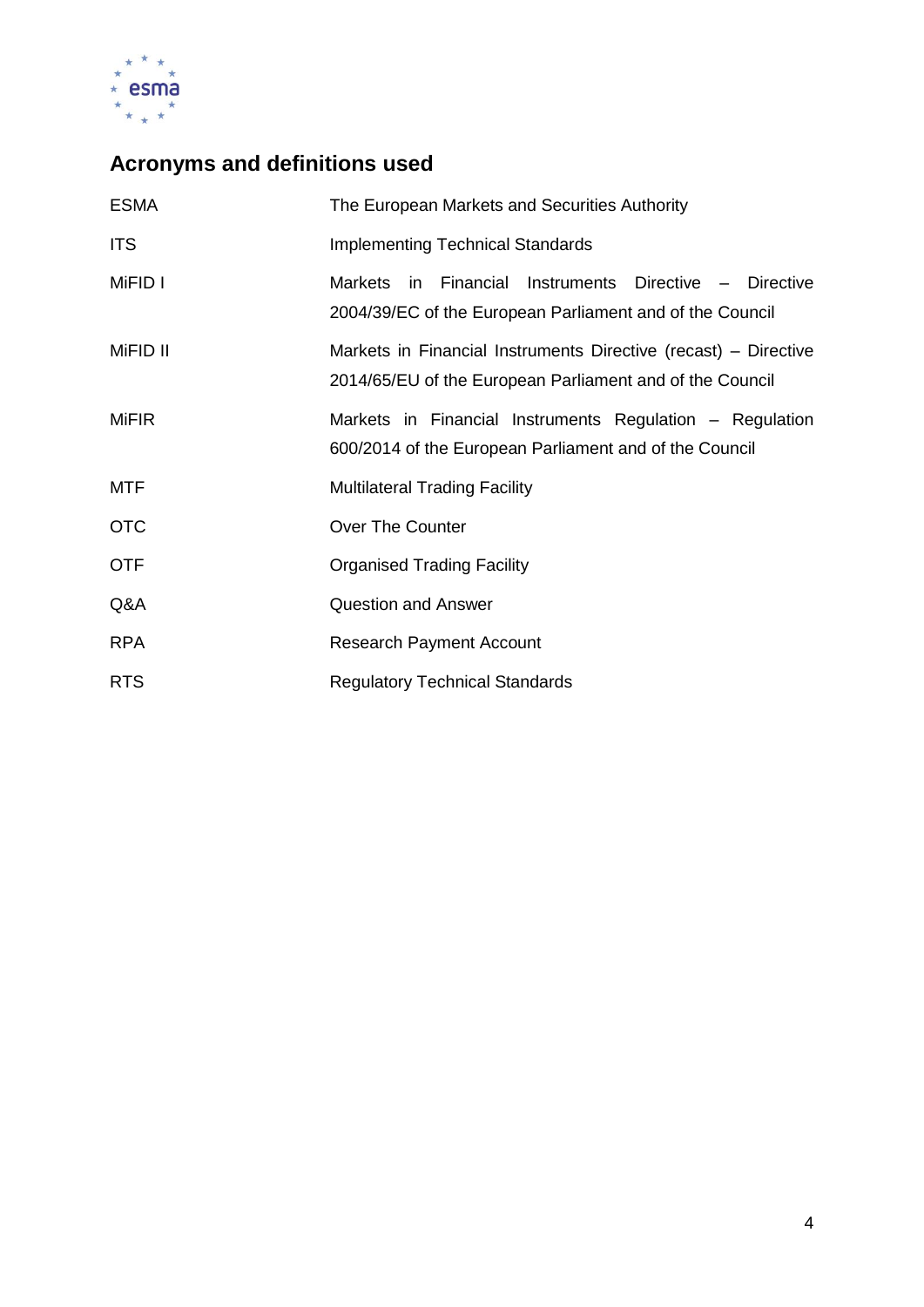## Acronyms and definitions used

| | |
|---|---|
| ESMA | The European Markets and Securities Authority |
| ITS | Implementing Technical Standards |
| MiFID I | Markets in Financial Instruments Directive – Directive 2004/39/EC of the European Parliament and of the Council |
| MiFID II | Markets in Financial Instruments Directive (recast) – Directive 2014/65/EU of the European Parliament and of the Council |
| MiFIR | Markets in Financial Instruments Regulation – Regulation 600/2014 of the European Parliament and of the Council |
| MTF | Multilateral Trading Facility |
| OTC | Over The Counter |
| OTF | Organised Trading Facility |
| Q&A | Question and Answer |
| RPA | Research Payment Account |
| RTS | Regulatory Technical Standards |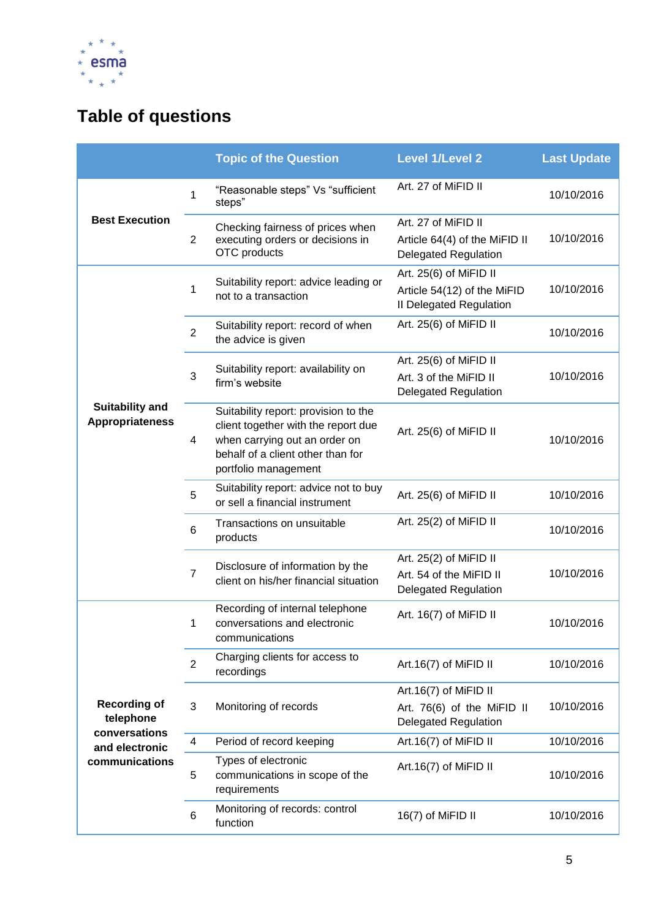# Table of questions

| | | Topic of the Question | Level 1/Level 2 | Last Update |
|---|---|---|---|---|
| Best Execution | 1 | "Reasonable steps" Vs "sufficient steps" | Art. 27 of MiFID II | 10/10/2016 |
| | 2 | Checking fairness of prices when executing orders or decisions in OTC products | Art. 27 of MiFID II<br>Article 64(4) of the MiFID II Delegated Regulation | 10/10/2016 |
| Suitability and Appropriateness | 1 | Suitability report: advice leading or not to a transaction | Art. 25(6) of MiFID II<br>Article 54(12) of the MiFID II Delegated Regulation | 10/10/2016 |
| | 2 | Suitability report: record of when the advice is given | Art. 25(6) of MiFID II | 10/10/2016 |
| | 3 | Suitability report: availability on firm's website | Art. 25(6) of MiFID II<br>Art. 3 of the MiFID II Delegated Regulation | 10/10/2016 |
| | 4 | Suitability report: provision to the client together with the report due when carrying out an order on behalf of a client other than for portfolio management | Art. 25(6) of MiFID II | 10/10/2016 |
| | 5 | Suitability report: advice not to buy or sell a financial instrument | Art. 25(6) of MiFID II | 10/10/2016 |
| | 6 | Transactions on unsuitable products | Art. 25(2) of MiFID II | 10/10/2016 |
| | 7 | Disclosure of information by the client on his/her financial situation | Art. 25(2) of MiFID II<br>Art. 54 of the MiFID II Delegated Regulation | 10/10/2016 |
| Recording of telephone conversations and electronic communications | 1 | Recording of internal telephone conversations and electronic communications | Art. 16(7) of MiFID II | 10/10/2016 |
| | 2 | Charging clients for access to recordings | Art.16(7) of MiFID II | 10/10/2016 |
| | 3 | Monitoring of records | Art.16(7) of MiFID II<br>Art. 76(6) of the MiFID II Delegated Regulation | 10/10/2016 |
| | 4 | Period of record keeping | Art.16(7) of MiFID II | 10/10/2016 |
| | 5 | Types of electronic communications in scope of the requirements | Art.16(7) of MiFID II | 10/10/2016 |
| | 6 | Monitoring of records: control function | 16(7) of MiFID II | 10/10/2016 |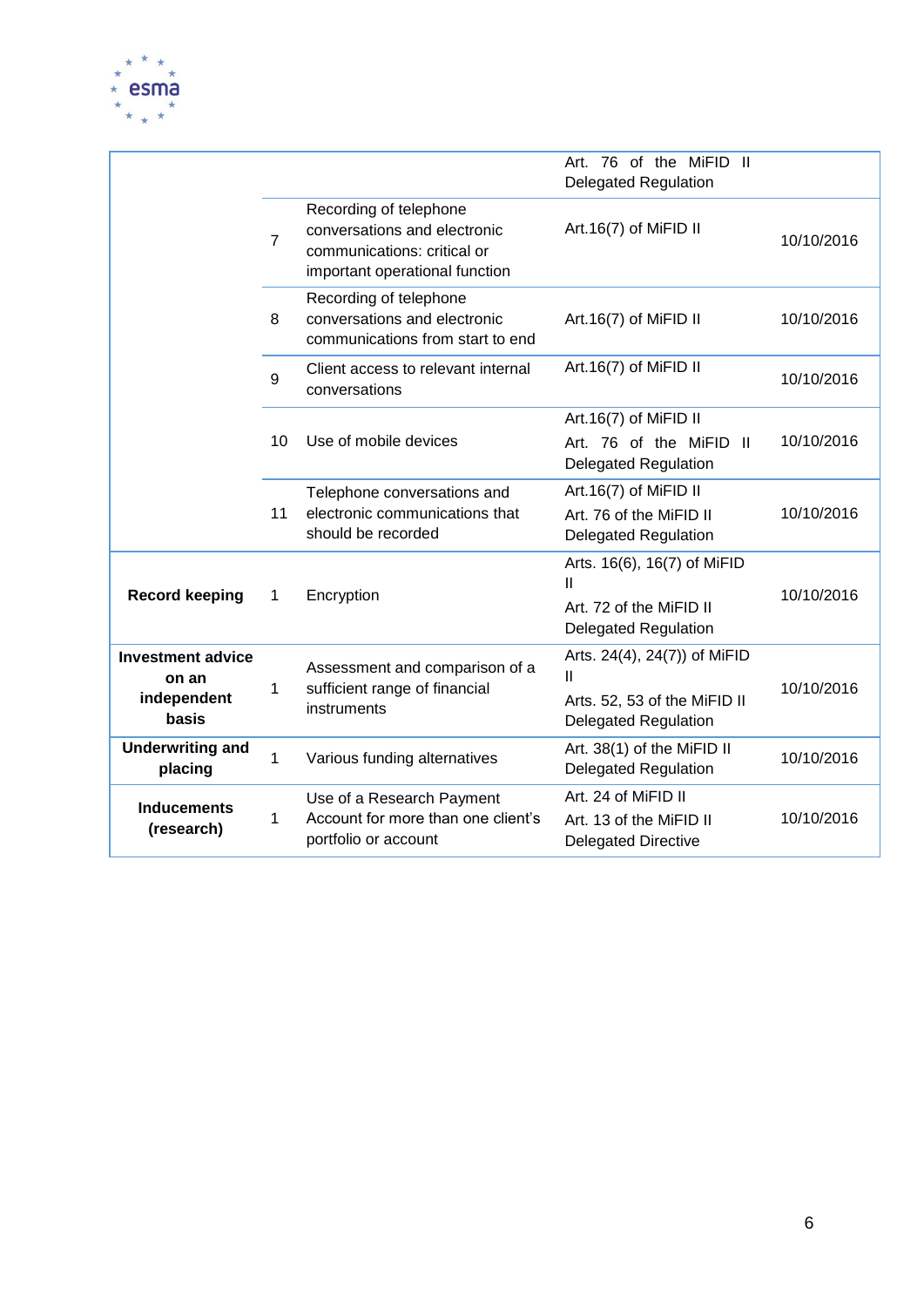| | | | | |
|---|---|---|---|---|
| | | | Art. 76 of the MiFID II Delegated Regulation | |
| | 7 | Recording of telephone conversations and electronic communications: critical or important operational function | Art.16(7) of MiFID II | 10/10/2016 |
| | 8 | Recording of telephone conversations and electronic communications from start to end | Art.16(7) of MiFID II | 10/10/2016 |
| | 9 | Client access to relevant internal conversations | Art.16(7) of MiFID II | 10/10/2016 |
| | 10 | Use of mobile devices | Art.16(7) of MiFID II<br>Art. 76 of the MiFID II Delegated Regulation | 10/10/2016 |
| | 11 | Telephone conversations and electronic communications that should be recorded | Art.16(7) of MiFID II<br>Art. 76 of the MiFID II Delegated Regulation | 10/10/2016 |
| **Record keeping** | 1 | Encryption | Arts. 16(6), 16(7) of MiFID II<br>Art. 72 of the MiFID II Delegated Regulation | 10/10/2016 |
| **Investment advice on an independent basis** | 1 | Assessment and comparison of a sufficient range of financial instruments | Arts. 24(4), 24(7)) of MiFID II<br>Arts. 52, 53 of the MiFID II Delegated Regulation | 10/10/2016 |
| **Underwriting and placing** | 1 | Various funding alternatives | Art. 38(1) of the MiFID II Delegated Regulation | 10/10/2016 |
| **Inducements (research)** | 1 | Use of a Research Payment Account for more than one client's portfolio or account | Art. 24 of MiFID II<br>Art. 13 of the MiFID II Delegated Directive | 10/10/2016 |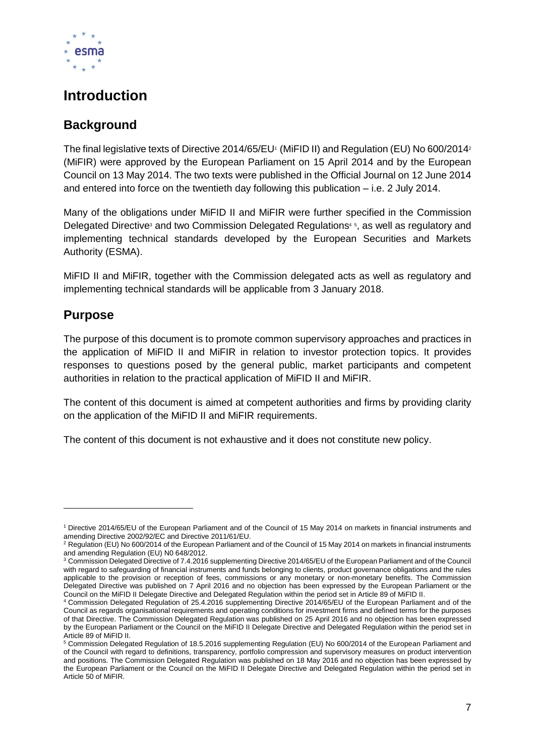# Introduction

## Background

The final legislative texts of Directive 2014/65/EU[1] (MiFID II) and Regulation (EU) No 600/2014[2] (MiFIR) were approved by the European Parliament on 15 April 2014 and by the European Council on 13 May 2014. The two texts were published in the Official Journal on 12 June 2014 and entered into force on the twentieth day following this publication – i.e. 2 July 2014.

Many of the obligations under MiFID II and MiFIR were further specified in the Commission Delegated Directive[3] and two Commission Delegated Regulations[4] [5], as well as regulatory and implementing technical standards developed by the European Securities and Markets Authority (ESMA).

MiFID II and MiFIR, together with the Commission delegated acts as well as regulatory and implementing technical standards will be applicable from 3 January 2018.

## Purpose

The purpose of this document is to promote common supervisory approaches and practices in the application of MiFID II and MiFIR in relation to investor protection topics. It provides responses to questions posed by the general public, market participants and competent authorities in relation to the practical application of MiFID II and MiFIR.

The content of this document is aimed at competent authorities and firms by providing clarity on the application of the MiFID II and MiFIR requirements.

The content of this document is not exhaustive and it does not constitute new policy.

---

[1] Directive 2014/65/EU of the European Parliament and of the Council of 15 May 2014 on markets in financial instruments and amending Directive 2002/92/EC and Directive 2011/61/EU.

[2] Regulation (EU) No 600/2014 of the European Parliament and of the Council of 15 May 2014 on markets in financial instruments and amending Regulation (EU) N0 648/2012.

[3] Commission Delegated Directive of 7.4.2016 supplementing Directive 2014/65/EU of the European Parliament and of the Council with regard to safeguarding of financial instruments and funds belonging to clients, product governance obligations and the rules applicable to the provision or reception of fees, commissions or any monetary or non-monetary benefits. The Commission Delegated Directive was published on 7 April 2016 and no objection has been expressed by the European Parliament or the Council on the MiFID II Delegate Directive and Delegated Regulation within the period set in Article 89 of MiFID II.

[4] Commission Delegated Regulation of 25.4.2016 supplementing Directive 2014/65/EU of the European Parliament and of the Council as regards organisational requirements and operating conditions for investment firms and defined terms for the purposes of that Directive. The Commission Delegated Regulation was published on 25 April 2016 and no objection has been expressed by the European Parliament or the Council on the MiFID II Delegate Directive and Delegated Regulation within the period set in Article 89 of MiFID II.

[5] Commission Delegated Regulation of 18.5.2016 supplementing Regulation (EU) No 600/2014 of the European Parliament and of the Council with regard to definitions, transparency, portfolio compression and supervisory measures on product intervention and positions. The Commission Delegated Regulation was published on 18 May 2016 and no objection has been expressed by the European Parliament or the Council on the MiFID II Delegate Directive and Delegated Regulation within the period set in Article 50 of MiFIR.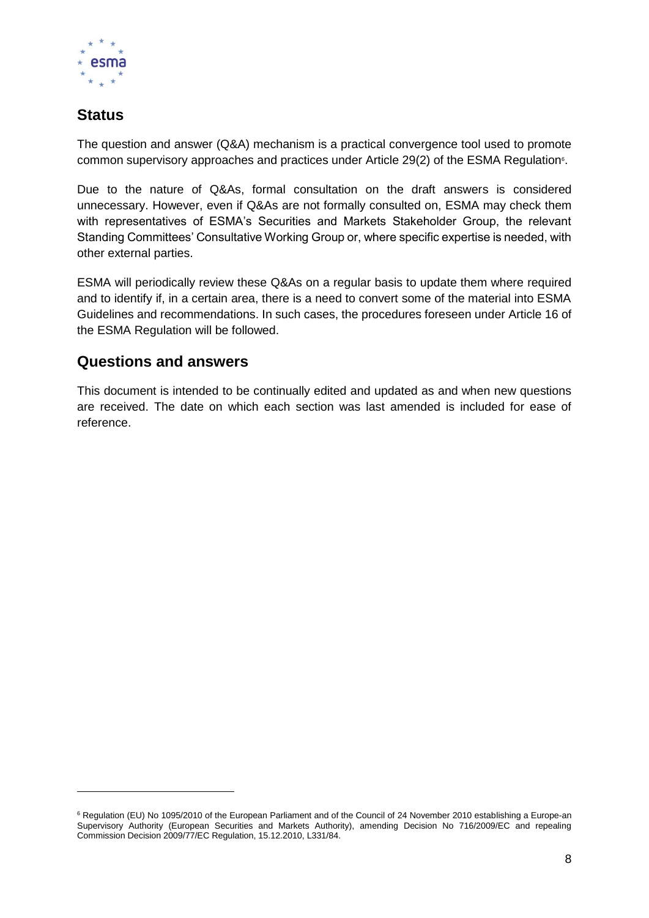## Status

The question and answer (Q&A) mechanism is a practical convergence tool used to promote common supervisory approaches and practices under Article 29(2) of the ESMA Regulation[6].

Due to the nature of Q&As, formal consultation on the draft answers is considered unnecessary. However, even if Q&As are not formally consulted on, ESMA may check them with representatives of ESMA's Securities and Markets Stakeholder Group, the relevant Standing Committees' Consultative Working Group or, where specific expertise is needed, with other external parties.

ESMA will periodically review these Q&As on a regular basis to update them where required and to identify if, in a certain area, there is a need to convert some of the material into ESMA Guidelines and recommendations. In such cases, the procedures foreseen under Article 16 of the ESMA Regulation will be followed.

## Questions and answers

This document is intended to be continually edited and updated as and when new questions are received. The date on which each section was last amended is included for ease of reference.

---

[6] Regulation (EU) No 1095/2010 of the European Parliament and of the Council of 24 November 2010 establishing a Europe-an Supervisory Authority (European Securities and Markets Authority), amending Decision No 716/2009/EC and repealing Commission Decision 2009/77/EC Regulation, 15.12.2010, L331/84.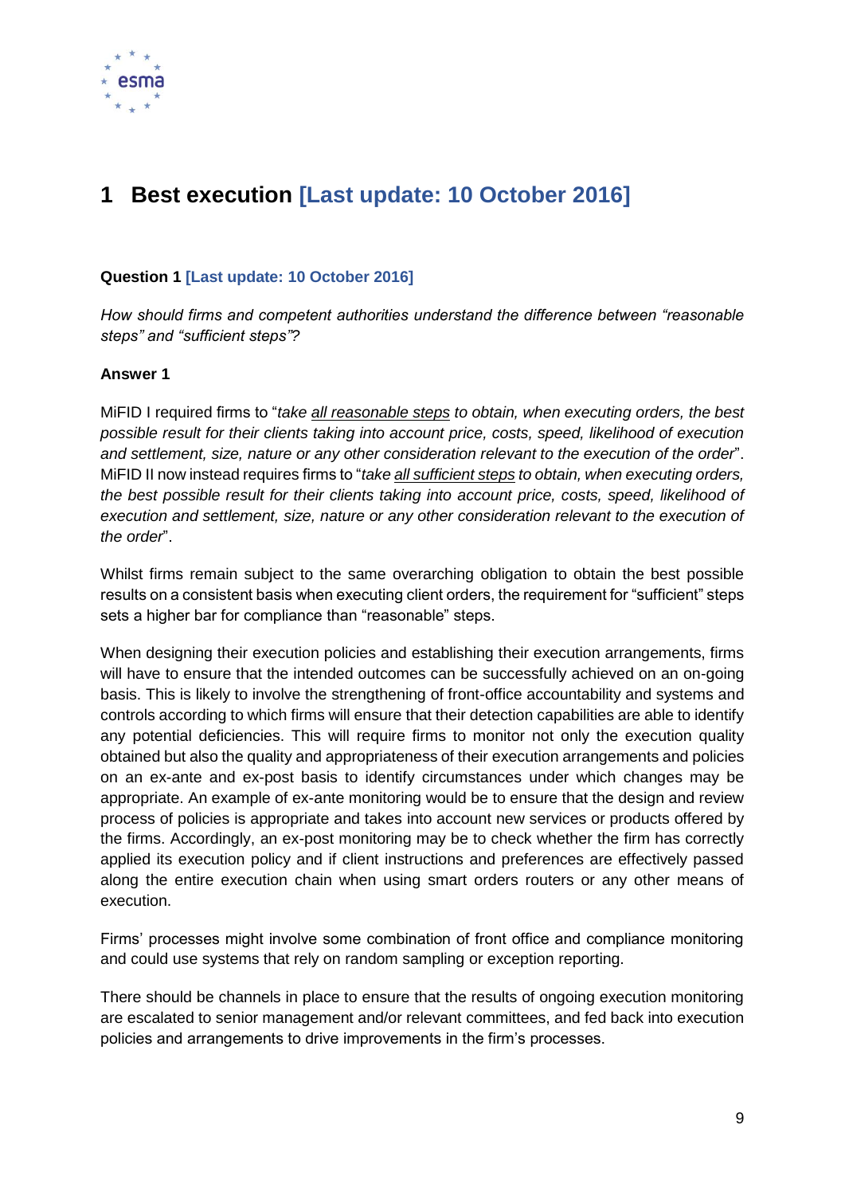# 1 Best execution [Last update: 10 October 2016]

**Question 1 [Last update: 10 October 2016]**

*How should firms and competent authorities understand the difference between "reasonable steps" and "sufficient steps"?*

**Answer 1**

MiFID I required firms to "*take <u>all reasonable steps</u> to obtain, when executing orders, the best possible result for their clients taking into account price, costs, speed, likelihood of execution and settlement, size, nature or any other consideration relevant to the execution of the order*". MiFID II now instead requires firms to "*take <u>all sufficient steps</u> to obtain, when executing orders, the best possible result for their clients taking into account price, costs, speed, likelihood of execution and settlement, size, nature or any other consideration relevant to the execution of the order*".

Whilst firms remain subject to the same overarching obligation to obtain the best possible results on a consistent basis when executing client orders, the requirement for "sufficient" steps sets a higher bar for compliance than "reasonable" steps.

When designing their execution policies and establishing their execution arrangements, firms will have to ensure that the intended outcomes can be successfully achieved on an on-going basis. This is likely to involve the strengthening of front-office accountability and systems and controls according to which firms will ensure that their detection capabilities are able to identify any potential deficiencies. This will require firms to monitor not only the execution quality obtained but also the quality and appropriateness of their execution arrangements and policies on an ex-ante and ex-post basis to identify circumstances under which changes may be appropriate. An example of ex-ante monitoring would be to ensure that the design and review process of policies is appropriate and takes into account new services or products offered by the firms. Accordingly, an ex-post monitoring may be to check whether the firm has correctly applied its execution policy and if client instructions and preferences are effectively passed along the entire execution chain when using smart orders routers or any other means of execution.

Firms' processes might involve some combination of front office and compliance monitoring and could use systems that rely on random sampling or exception reporting.

There should be channels in place to ensure that the results of ongoing execution monitoring are escalated to senior management and/or relevant committees, and fed back into execution policies and arrangements to drive improvements in the firm's processes.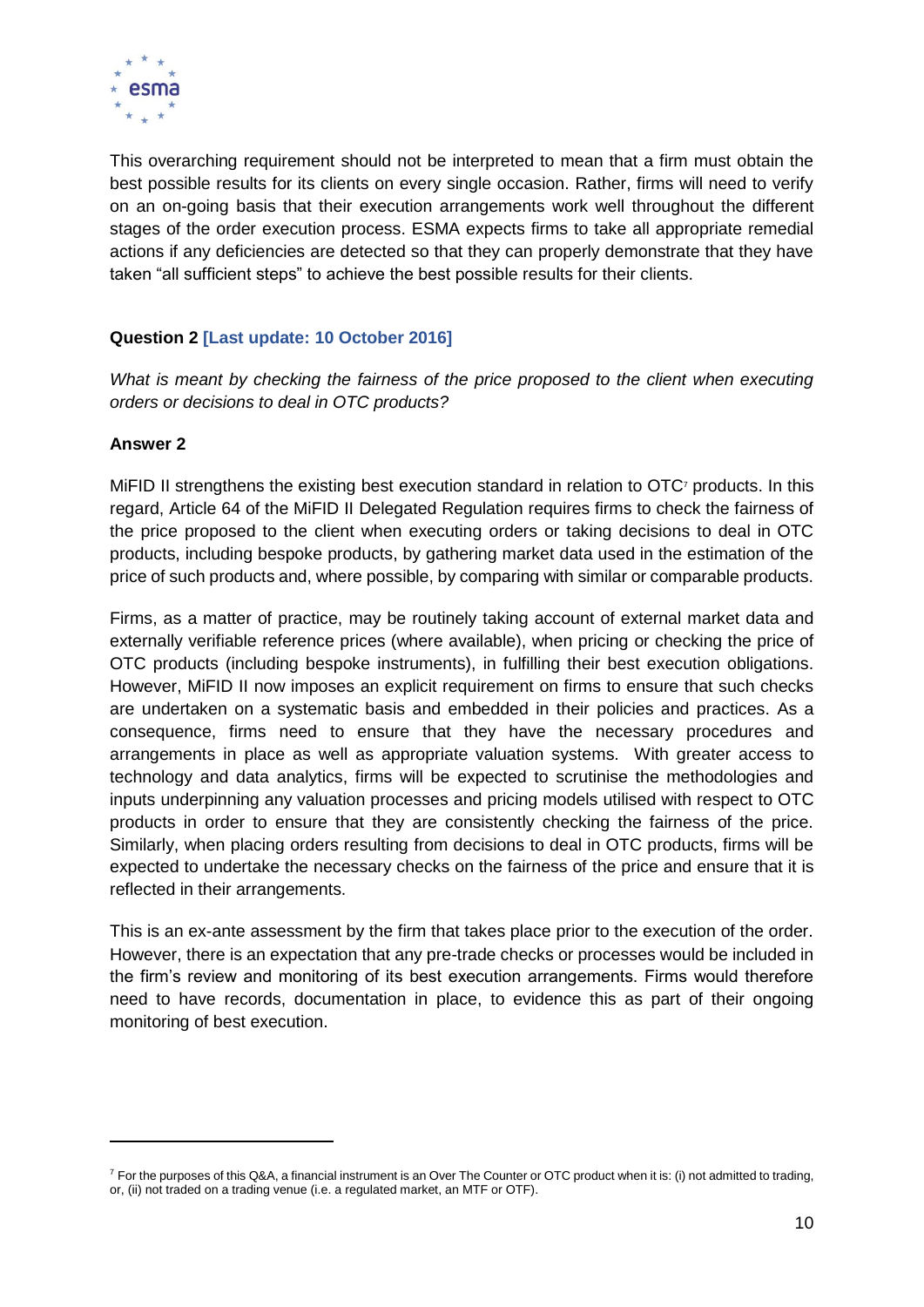This overarching requirement should not be interpreted to mean that a firm must obtain the best possible results for its clients on every single occasion. Rather, firms will need to verify on an on-going basis that their execution arrangements work well throughout the different stages of the order execution process. ESMA expects firms to take all appropriate remedial actions if any deficiencies are detected so that they can properly demonstrate that they have taken “all sufficient steps” to achieve the best possible results for their clients.

**Question 2 [Last update: 10 October 2016]**

*What is meant by checking the fairness of the price proposed to the client when executing orders or decisions to deal in OTC products?*

**Answer 2**

MiFID II strengthens the existing best execution standard in relation to OTC[7] products. In this regard, Article 64 of the MiFID II Delegated Regulation requires firms to check the fairness of the price proposed to the client when executing orders or taking decisions to deal in OTC products, including bespoke products, by gathering market data used in the estimation of the price of such products and, where possible, by comparing with similar or comparable products.

Firms, as a matter of practice, may be routinely taking account of external market data and externally verifiable reference prices (where available), when pricing or checking the price of OTC products (including bespoke instruments), in fulfilling their best execution obligations. However, MiFID II now imposes an explicit requirement on firms to ensure that such checks are undertaken on a systematic basis and embedded in their policies and practices. As a consequence, firms need to ensure that they have the necessary procedures and arrangements in place as well as appropriate valuation systems. With greater access to technology and data analytics, firms will be expected to scrutinise the methodologies and inputs underpinning any valuation processes and pricing models utilised with respect to OTC products in order to ensure that they are consistently checking the fairness of the price. Similarly, when placing orders resulting from decisions to deal in OTC products, firms will be expected to undertake the necessary checks on the fairness of the price and ensure that it is reflected in their arrangements.

This is an ex-ante assessment by the firm that takes place prior to the execution of the order. However, there is an expectation that any pre-trade checks or processes would be included in the firm’s review and monitoring of its best execution arrangements. Firms would therefore need to have records, documentation in place, to evidence this as part of their ongoing monitoring of best execution.

---

[7] For the purposes of this Q&A, a financial instrument is an Over The Counter or OTC product when it is: (i) not admitted to trading, or, (ii) not traded on a trading venue (i.e. a regulated market, an MTF or OTF).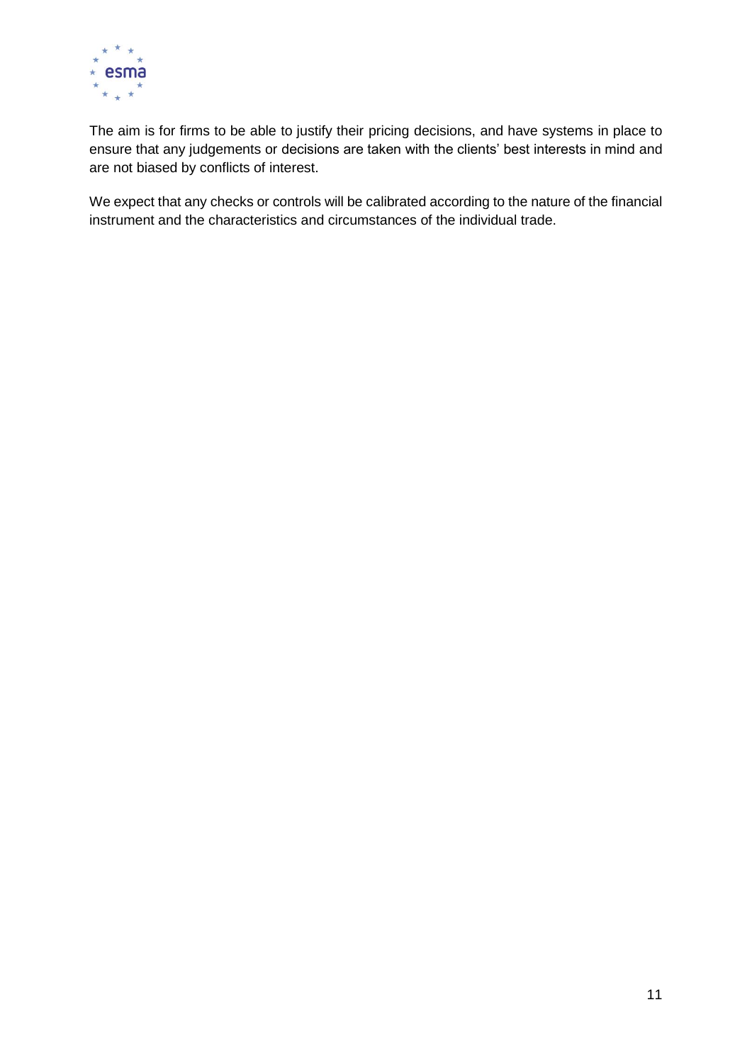The aim is for firms to be able to justify their pricing decisions, and have systems in place to ensure that any judgements or decisions are taken with the clients' best interests in mind and are not biased by conflicts of interest.

We expect that any checks or controls will be calibrated according to the nature of the financial instrument and the characteristics and circumstances of the individual trade.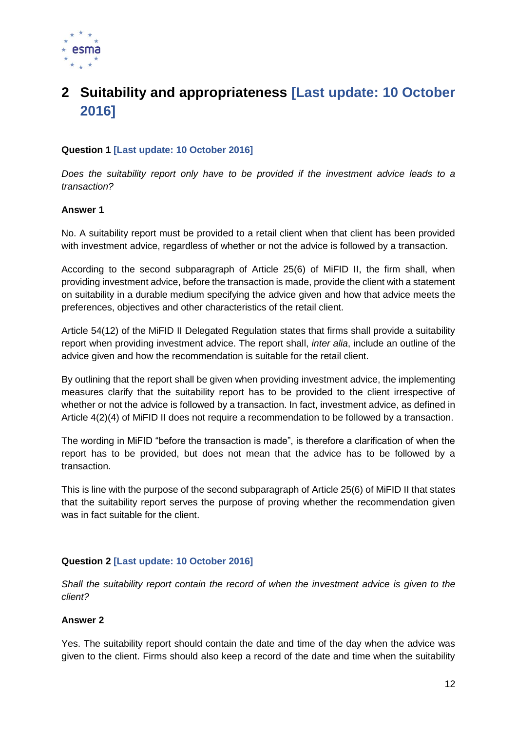# 2 Suitability and appropriateness [Last update: 10 October 2016]

**Question 1 [Last update: 10 October 2016]**

*Does the suitability report only have to be provided if the investment advice leads to a transaction?*

**Answer 1**

No. A suitability report must be provided to a retail client when that client has been provided with investment advice, regardless of whether or not the advice is followed by a transaction.

According to the second subparagraph of Article 25(6) of MiFID II, the firm shall, when providing investment advice, before the transaction is made, provide the client with a statement on suitability in a durable medium specifying the advice given and how that advice meets the preferences, objectives and other characteristics of the retail client.

Article 54(12) of the MiFID II Delegated Regulation states that firms shall provide a suitability report when providing investment advice. The report shall, *inter alia*, include an outline of the advice given and how the recommendation is suitable for the retail client.

By outlining that the report shall be given when providing investment advice, the implementing measures clarify that the suitability report has to be provided to the client irrespective of whether or not the advice is followed by a transaction. In fact, investment advice, as defined in Article 4(2)(4) of MiFID II does not require a recommendation to be followed by a transaction.

The wording in MiFID "before the transaction is made", is therefore a clarification of when the report has to be provided, but does not mean that the advice has to be followed by a transaction.

This is line with the purpose of the second subparagraph of Article 25(6) of MiFID II that states that the suitability report serves the purpose of proving whether the recommendation given was in fact suitable for the client.

**Question 2 [Last update: 10 October 2016]**

*Shall the suitability report contain the record of when the investment advice is given to the client?*

**Answer 2**

Yes. The suitability report should contain the date and time of the day when the advice was given to the client. Firms should also keep a record of the date and time when the suitability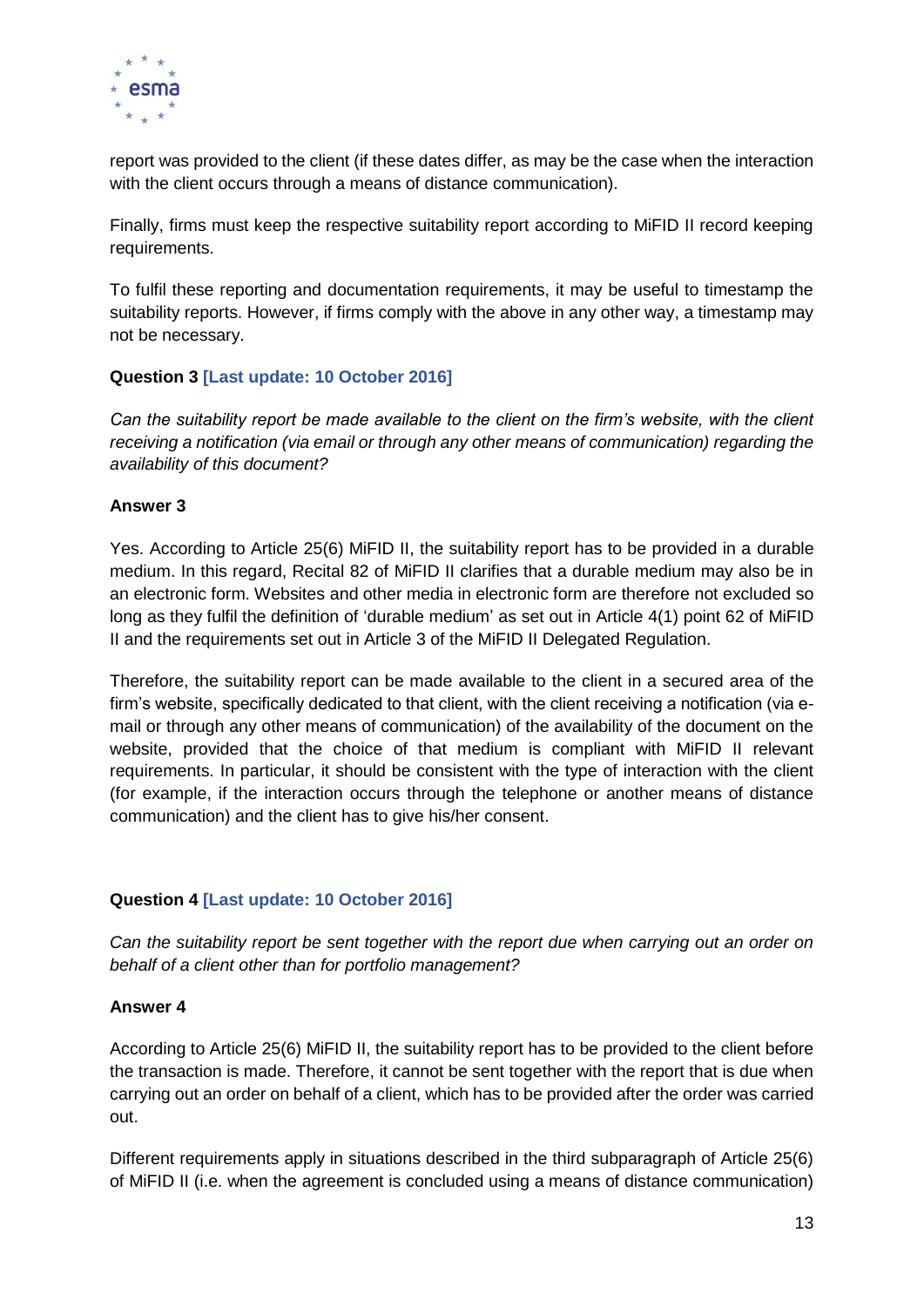report was provided to the client (if these dates differ, as may be the case when the interaction with the client occurs through a means of distance communication).

Finally, firms must keep the respective suitability report according to MiFID II record keeping requirements.

To fulfil these reporting and documentation requirements, it may be useful to timestamp the suitability reports. However, if firms comply with the above in any other way, a timestamp may not be necessary.

**Question 3 [Last update: 10 October 2016]**

*Can the suitability report be made available to the client on the firm's website, with the client receiving a notification (via email or through any other means of communication) regarding the availability of this document?*

**Answer 3**

Yes. According to Article 25(6) MiFID II, the suitability report has to be provided in a durable medium. In this regard, Recital 82 of MiFID II clarifies that a durable medium may also be in an electronic form. Websites and other media in electronic form are therefore not excluded so long as they fulfil the definition of 'durable medium' as set out in Article 4(1) point 62 of MiFID II and the requirements set out in Article 3 of the MiFID II Delegated Regulation.

Therefore, the suitability report can be made available to the client in a secured area of the firm's website, specifically dedicated to that client, with the client receiving a notification (via e-mail or through any other means of communication) of the availability of the document on the website, provided that the choice of that medium is compliant with MiFID II relevant requirements. In particular, it should be consistent with the type of interaction with the client (for example, if the interaction occurs through the telephone or another means of distance communication) and the client has to give his/her consent.

**Question 4 [Last update: 10 October 2016]**

*Can the suitability report be sent together with the report due when carrying out an order on behalf of a client other than for portfolio management?*

**Answer 4**

According to Article 25(6) MiFID II, the suitability report has to be provided to the client before the transaction is made. Therefore, it cannot be sent together with the report that is due when carrying out an order on behalf of a client, which has to be provided after the order was carried out.

Different requirements apply in situations described in the third subparagraph of Article 25(6) of MiFID II (i.e. when the agreement is concluded using a means of distance communication)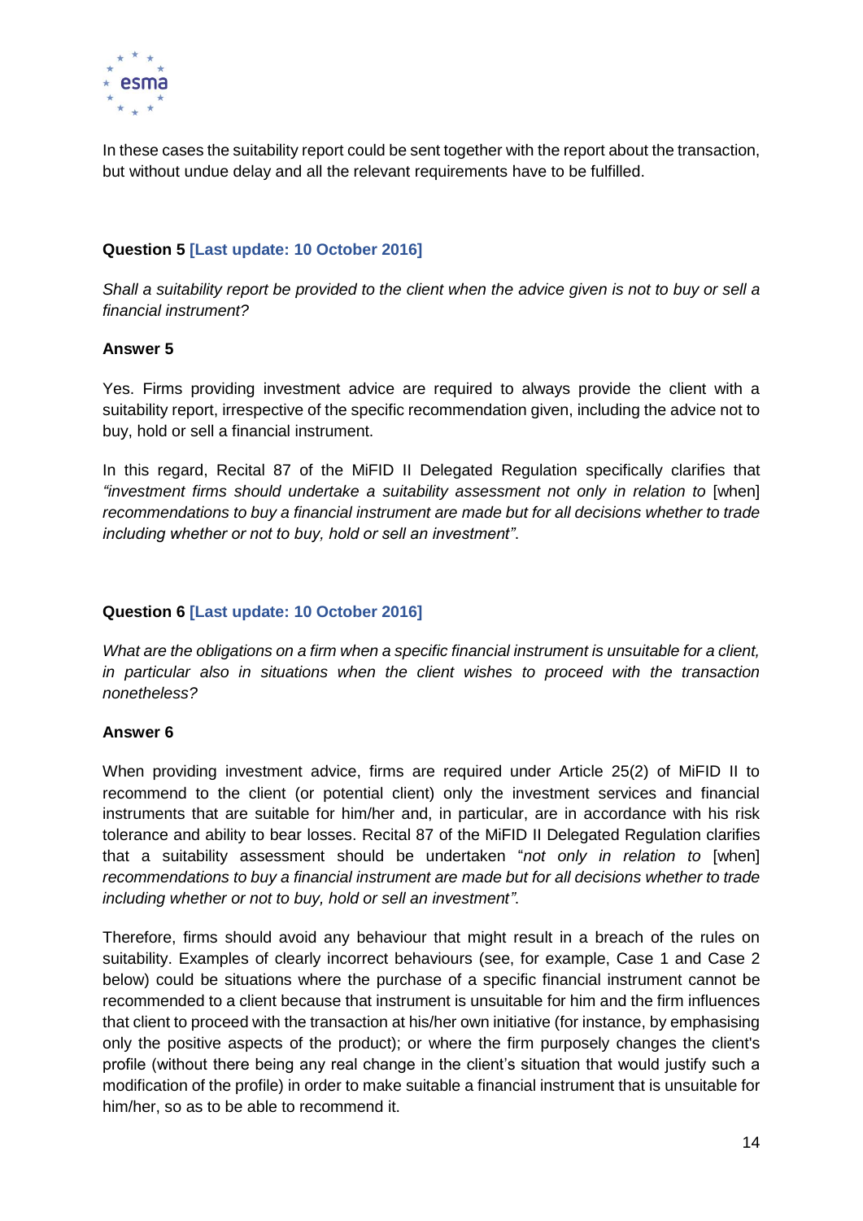In these cases the suitability report could be sent together with the report about the transaction, but without undue delay and all the relevant requirements have to be fulfilled.

**Question 5 [Last update: 10 October 2016]**

*Shall a suitability report be provided to the client when the advice given is not to buy or sell a financial instrument?*

**Answer 5**

Yes. Firms providing investment advice are required to always provide the client with a suitability report, irrespective of the specific recommendation given, including the advice not to buy, hold or sell a financial instrument.

In this regard, Recital 87 of the MiFID II Delegated Regulation specifically clarifies that *"investment firms should undertake a suitability assessment not only in relation to* [when] *recommendations to buy a financial instrument are made but for all decisions whether to trade including whether or not to buy, hold or sell an investment"*.

**Question 6 [Last update: 10 October 2016]**

*What are the obligations on a firm when a specific financial instrument is unsuitable for a client, in particular also in situations when the client wishes to proceed with the transaction nonetheless?*

**Answer 6**

When providing investment advice, firms are required under Article 25(2) of MiFID II to recommend to the client (or potential client) only the investment services and financial instruments that are suitable for him/her and, in particular, are in accordance with his risk tolerance and ability to bear losses. Recital 87 of the MiFID II Delegated Regulation clarifies that a suitability assessment should be undertaken "*not only in relation to* [when] *recommendations to buy a financial instrument are made but for all decisions whether to trade including whether or not to buy, hold or sell an investment"*.

Therefore, firms should avoid any behaviour that might result in a breach of the rules on suitability. Examples of clearly incorrect behaviours (see, for example, Case 1 and Case 2 below) could be situations where the purchase of a specific financial instrument cannot be recommended to a client because that instrument is unsuitable for him and the firm influences that client to proceed with the transaction at his/her own initiative (for instance, by emphasising only the positive aspects of the product); or where the firm purposely changes the client's profile (without there being any real change in the client's situation that would justify such a modification of the profile) in order to make suitable a financial instrument that is unsuitable for him/her, so as to be able to recommend it.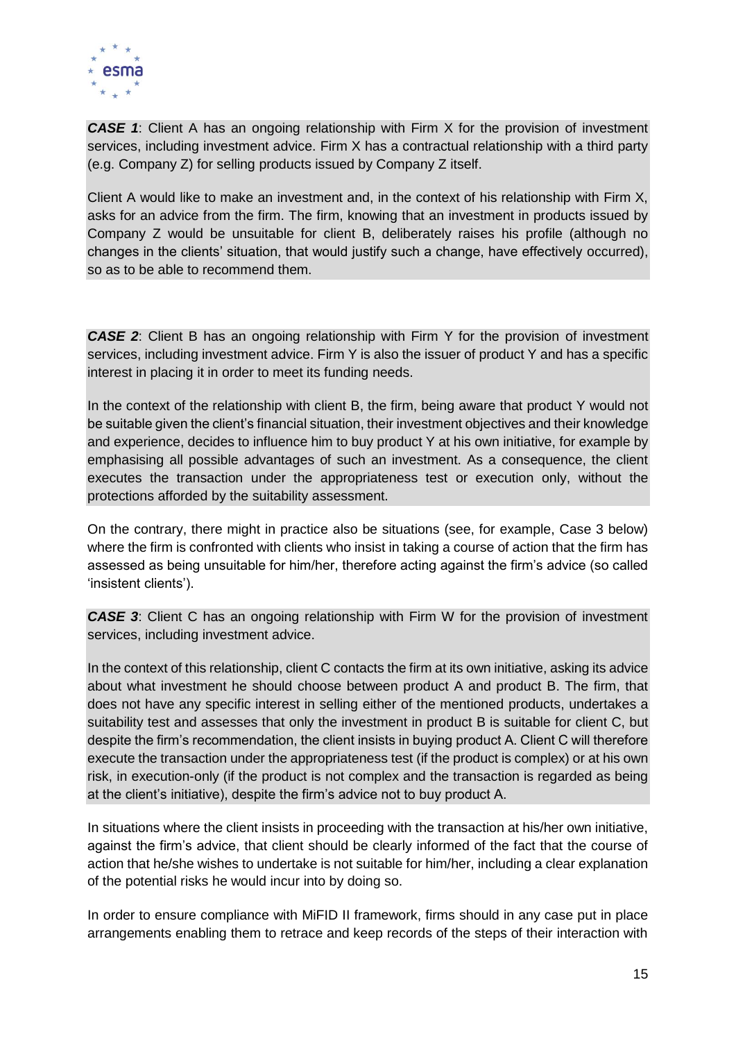***CASE 1***: Client A has an ongoing relationship with Firm X for the provision of investment services, including investment advice. Firm X has a contractual relationship with a third party (e.g. Company Z) for selling products issued by Company Z itself.

Client A would like to make an investment and, in the context of his relationship with Firm X, asks for an advice from the firm. The firm, knowing that an investment in products issued by Company Z would be unsuitable for client B, deliberately raises his profile (although no changes in the clients' situation, that would justify such a change, have effectively occurred), so as to be able to recommend them.

***CASE 2***: Client B has an ongoing relationship with Firm Y for the provision of investment services, including investment advice. Firm Y is also the issuer of product Y and has a specific interest in placing it in order to meet its funding needs.

In the context of the relationship with client B, the firm, being aware that product Y would not be suitable given the client's financial situation, their investment objectives and their knowledge and experience, decides to influence him to buy product Y at his own initiative, for example by emphasising all possible advantages of such an investment. As a consequence, the client executes the transaction under the appropriateness test or execution only, without the protections afforded by the suitability assessment.

On the contrary, there might in practice also be situations (see, for example, Case 3 below) where the firm is confronted with clients who insist in taking a course of action that the firm has assessed as being unsuitable for him/her, therefore acting against the firm's advice (so called 'insistent clients').

***CASE 3***: Client C has an ongoing relationship with Firm W for the provision of investment services, including investment advice.

In the context of this relationship, client C contacts the firm at its own initiative, asking its advice about what investment he should choose between product A and product B. The firm, that does not have any specific interest in selling either of the mentioned products, undertakes a suitability test and assesses that only the investment in product B is suitable for client C, but despite the firm's recommendation, the client insists in buying product A. Client C will therefore execute the transaction under the appropriateness test (if the product is complex) or at his own risk, in execution-only (if the product is not complex and the transaction is regarded as being at the client's initiative), despite the firm's advice not to buy product A.

In situations where the client insists in proceeding with the transaction at his/her own initiative, against the firm's advice, that client should be clearly informed of the fact that the course of action that he/she wishes to undertake is not suitable for him/her, including a clear explanation of the potential risks he would incur into by doing so.

In order to ensure compliance with MiFID II framework, firms should in any case put in place arrangements enabling them to retrace and keep records of the steps of their interaction with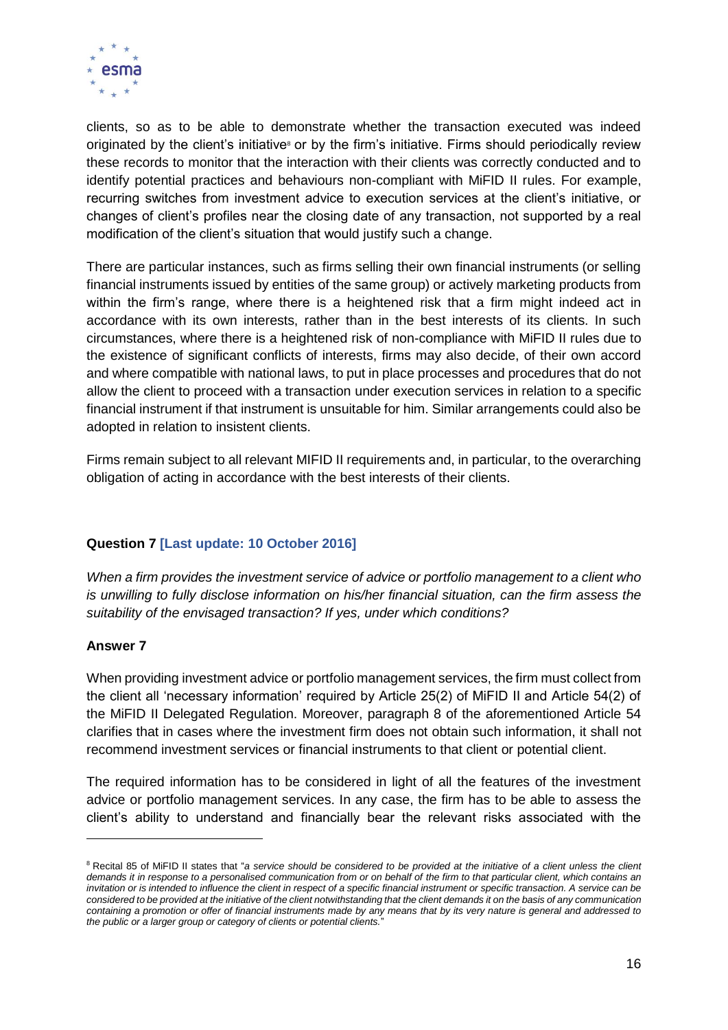clients, so as to be able to demonstrate whether the transaction executed was indeed originated by the client's initiative[8] or by the firm's initiative. Firms should periodically review these records to monitor that the interaction with their clients was correctly conducted and to identify potential practices and behaviours non-compliant with MiFID II rules. For example, recurring switches from investment advice to execution services at the client's initiative, or changes of client's profiles near the closing date of any transaction, not supported by a real modification of the client's situation that would justify such a change.

There are particular instances, such as firms selling their own financial instruments (or selling financial instruments issued by entities of the same group) or actively marketing products from within the firm's range, where there is a heightened risk that a firm might indeed act in accordance with its own interests, rather than in the best interests of its clients. In such circumstances, where there is a heightened risk of non-compliance with MiFID II rules due to the existence of significant conflicts of interests, firms may also decide, of their own accord and where compatible with national laws, to put in place processes and procedures that do not allow the client to proceed with a transaction under execution services in relation to a specific financial instrument if that instrument is unsuitable for him. Similar arrangements could also be adopted in relation to insistent clients.

Firms remain subject to all relevant MIFID II requirements and, in particular, to the overarching obligation of acting in accordance with the best interests of their clients.

**Question 7 [Last update: 10 October 2016]**

*When a firm provides the investment service of advice or portfolio management to a client who is unwilling to fully disclose information on his/her financial situation, can the firm assess the suitability of the envisaged transaction? If yes, under which conditions?*

**Answer 7**

When providing investment advice or portfolio management services, the firm must collect from the client all 'necessary information' required by Article 25(2) of MiFID II and Article 54(2) of the MiFID II Delegated Regulation. Moreover, paragraph 8 of the aforementioned Article 54 clarifies that in cases where the investment firm does not obtain such information, it shall not recommend investment services or financial instruments to that client or potential client.

The required information has to be considered in light of all the features of the investment advice or portfolio management services. In any case, the firm has to be able to assess the client's ability to understand and financially bear the relevant risks associated with the

---

[8] Recital 85 of MiFID II states that "*a service should be considered to be provided at the initiative of a client unless the client demands it in response to a personalised communication from or on behalf of the firm to that particular client, which contains an invitation or is intended to influence the client in respect of a specific financial instrument or specific transaction. A service can be considered to be provided at the initiative of the client notwithstanding that the client demands it on the basis of any communication containing a promotion or offer of financial instruments made by any means that by its very nature is general and addressed to the public or a larger group or category of clients or potential clients.*"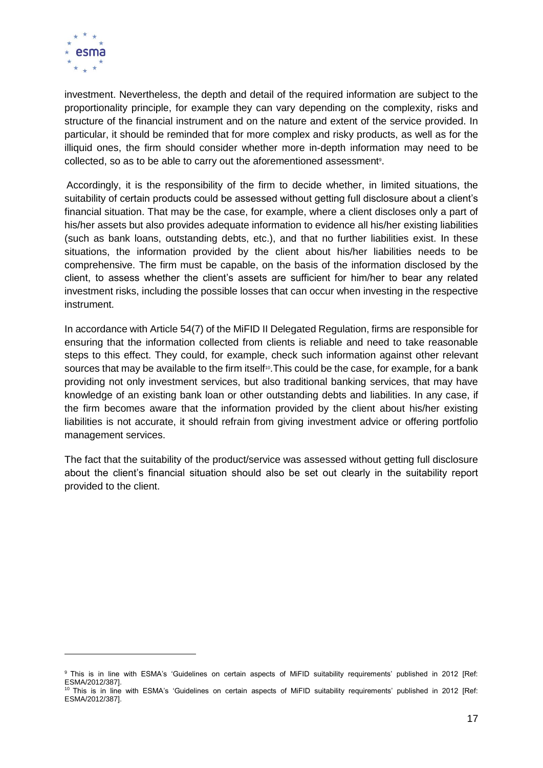investment. Nevertheless, the depth and detail of the required information are subject to the proportionality principle, for example they can vary depending on the complexity, risks and structure of the financial instrument and on the nature and extent of the service provided. In particular, it should be reminded that for more complex and risky products, as well as for the illiquid ones, the firm should consider whether more in-depth information may need to be collected, so as to be able to carry out the aforementioned assessment[9].

Accordingly, it is the responsibility of the firm to decide whether, in limited situations, the suitability of certain products could be assessed without getting full disclosure about a client's financial situation. That may be the case, for example, where a client discloses only a part of his/her assets but also provides adequate information to evidence all his/her existing liabilities (such as bank loans, outstanding debts, etc.), and that no further liabilities exist. In these situations, the information provided by the client about his/her liabilities needs to be comprehensive. The firm must be capable, on the basis of the information disclosed by the client, to assess whether the client's assets are sufficient for him/her to bear any related investment risks, including the possible losses that can occur when investing in the respective instrument.

In accordance with Article 54(7) of the MiFID II Delegated Regulation, firms are responsible for ensuring that the information collected from clients is reliable and need to take reasonable steps to this effect. They could, for example, check such information against other relevant sources that may be available to the firm itself[10]. This could be the case, for example, for a bank providing not only investment services, but also traditional banking services, that may have knowledge of an existing bank loan or other outstanding debts and liabilities. In any case, if the firm becomes aware that the information provided by the client about his/her existing liabilities is not accurate, it should refrain from giving investment advice or offering portfolio management services.

The fact that the suitability of the product/service was assessed without getting full disclosure about the client's financial situation should also be set out clearly in the suitability report provided to the client.

---

[9] This is in line with ESMA's 'Guidelines on certain aspects of MiFID suitability requirements' published in 2012 [Ref: ESMA/2012/387].

[10] This is in line with ESMA's 'Guidelines on certain aspects of MiFID suitability requirements' published in 2012 [Ref: ESMA/2012/387].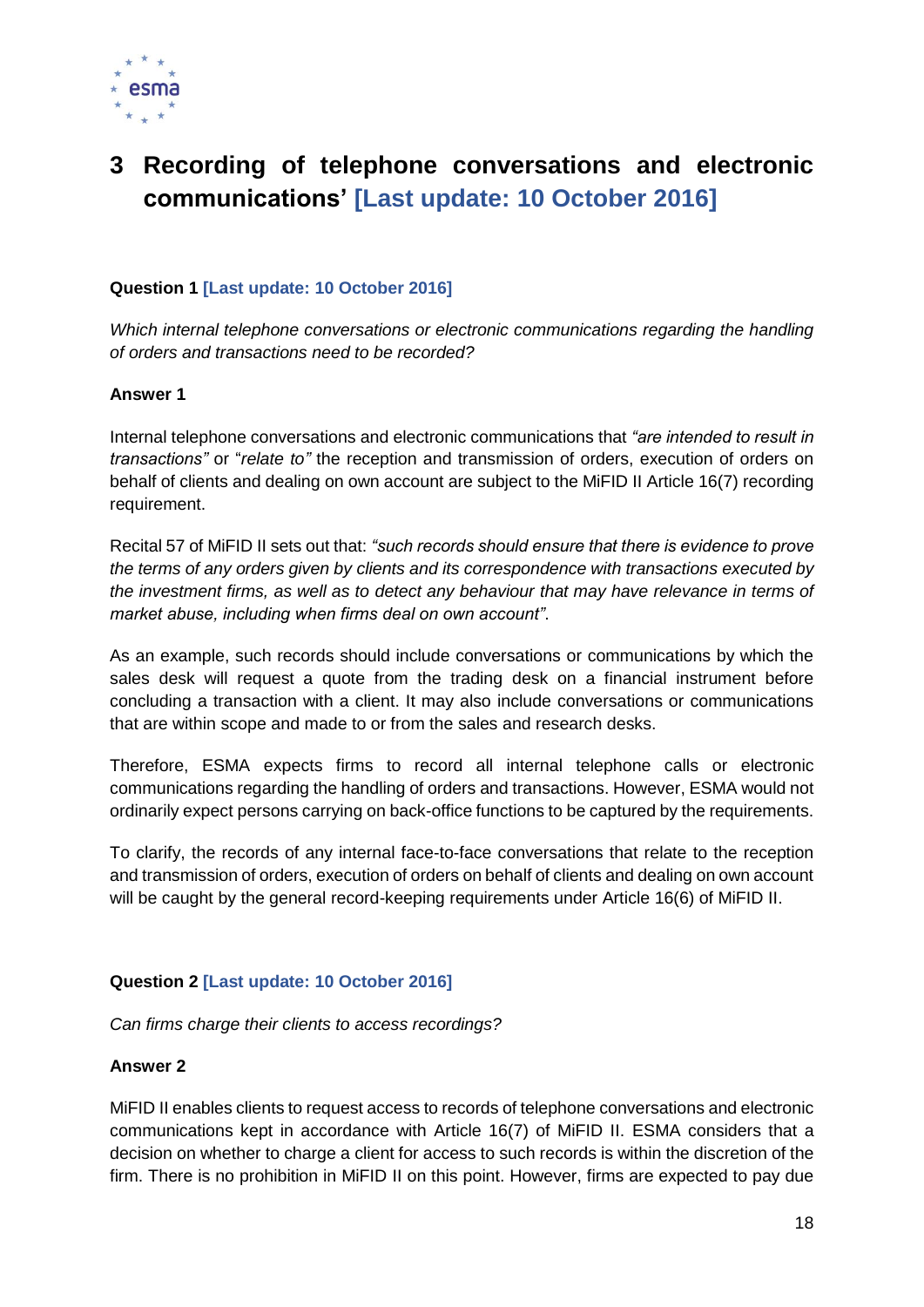# 3 Recording of telephone conversations and electronic communications' [Last update: 10 October 2016]

**Question 1 [Last update: 10 October 2016]**

*Which internal telephone conversations or electronic communications regarding the handling of orders and transactions need to be recorded?*

**Answer 1**

Internal telephone conversations and electronic communications that *"are intended to result in transactions"* or "*relate to"* the reception and transmission of orders, execution of orders on behalf of clients and dealing on own account are subject to the MiFID II Article 16(7) recording requirement.

Recital 57 of MiFID II sets out that: *"such records should ensure that there is evidence to prove the terms of any orders given by clients and its correspondence with transactions executed by the investment firms, as well as to detect any behaviour that may have relevance in terms of market abuse, including when firms deal on own account"*.

As an example, such records should include conversations or communications by which the sales desk will request a quote from the trading desk on a financial instrument before concluding a transaction with a client. It may also include conversations or communications that are within scope and made to or from the sales and research desks.

Therefore, ESMA expects firms to record all internal telephone calls or electronic communications regarding the handling of orders and transactions. However, ESMA would not ordinarily expect persons carrying on back-office functions to be captured by the requirements.

To clarify, the records of any internal face-to-face conversations that relate to the reception and transmission of orders, execution of orders on behalf of clients and dealing on own account will be caught by the general record-keeping requirements under Article 16(6) of MiFID II.

**Question 2 [Last update: 10 October 2016]**

*Can firms charge their clients to access recordings?*

**Answer 2**

MiFID II enables clients to request access to records of telephone conversations and electronic communications kept in accordance with Article 16(7) of MiFID II. ESMA considers that a decision on whether to charge a client for access to such records is within the discretion of the firm. There is no prohibition in MiFID II on this point. However, firms are expected to pay due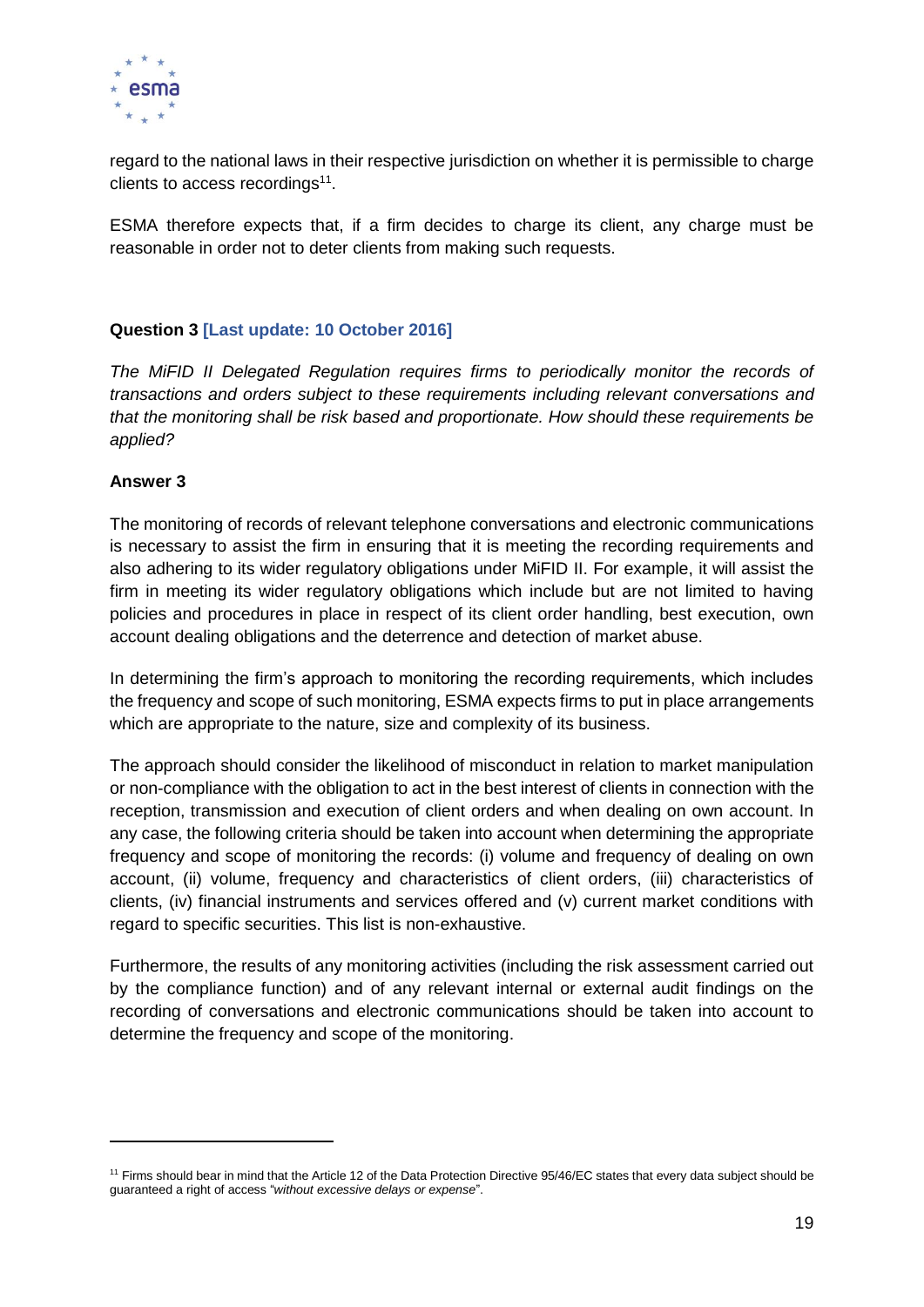regard to the national laws in their respective jurisdiction on whether it is permissible to charge clients to access recordings[11].

ESMA therefore expects that, if a firm decides to charge its client, any charge must be reasonable in order not to deter clients from making such requests.

**Question 3 [Last update: 10 October 2016]**

*The MiFID II Delegated Regulation requires firms to periodically monitor the records of transactions and orders subject to these requirements including relevant conversations and that the monitoring shall be risk based and proportionate. How should these requirements be applied?*

**Answer 3**

The monitoring of records of relevant telephone conversations and electronic communications is necessary to assist the firm in ensuring that it is meeting the recording requirements and also adhering to its wider regulatory obligations under MiFID II. For example, it will assist the firm in meeting its wider regulatory obligations which include but are not limited to having policies and procedures in place in respect of its client order handling, best execution, own account dealing obligations and the deterrence and detection of market abuse.

In determining the firm's approach to monitoring the recording requirements, which includes the frequency and scope of such monitoring, ESMA expects firms to put in place arrangements which are appropriate to the nature, size and complexity of its business.

The approach should consider the likelihood of misconduct in relation to market manipulation or non-compliance with the obligation to act in the best interest of clients in connection with the reception, transmission and execution of client orders and when dealing on own account. In any case, the following criteria should be taken into account when determining the appropriate frequency and scope of monitoring the records: (i) volume and frequency of dealing on own account, (ii) volume, frequency and characteristics of client orders, (iii) characteristics of clients, (iv) financial instruments and services offered and (v) current market conditions with regard to specific securities. This list is non-exhaustive.

Furthermore, the results of any monitoring activities (including the risk assessment carried out by the compliance function) and of any relevant internal or external audit findings on the recording of conversations and electronic communications should be taken into account to determine the frequency and scope of the monitoring.

[11] Firms should bear in mind that the Article 12 of the Data Protection Directive 95/46/EC states that every data subject should be guaranteed a right of access "*without excessive delays or expense*".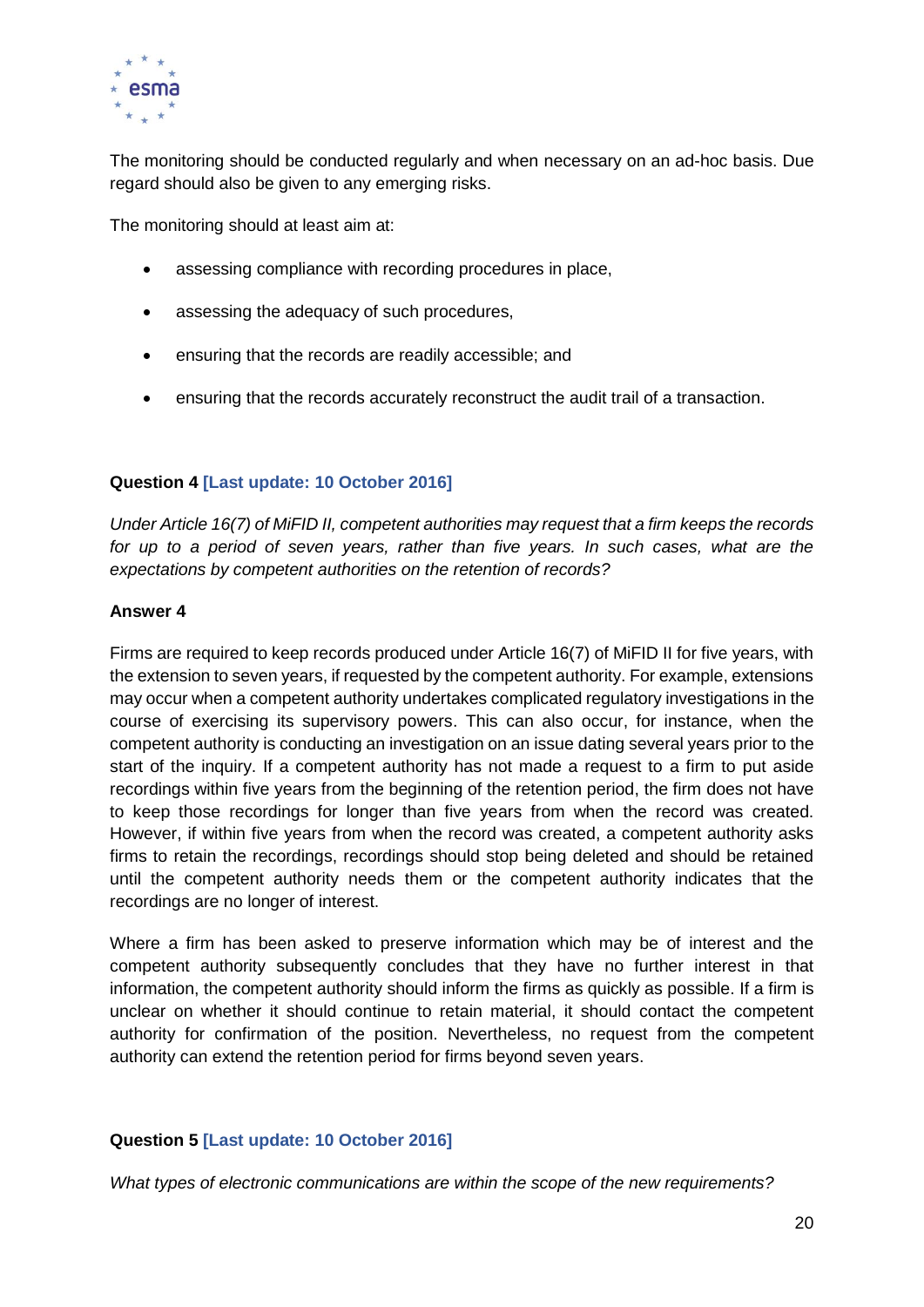The monitoring should be conducted regularly and when necessary on an ad-hoc basis. Due regard should also be given to any emerging risks.

The monitoring should at least aim at:

- assessing compliance with recording procedures in place,
- assessing the adequacy of such procedures,
- ensuring that the records are readily accessible; and
- ensuring that the records accurately reconstruct the audit trail of a transaction.

**Question 4 [Last update: 10 October 2016]**

*Under Article 16(7) of MiFID II, competent authorities may request that a firm keeps the records for up to a period of seven years, rather than five years. In such cases, what are the expectations by competent authorities on the retention of records?*

**Answer 4**

Firms are required to keep records produced under Article 16(7) of MiFID II for five years, with the extension to seven years, if requested by the competent authority. For example, extensions may occur when a competent authority undertakes complicated regulatory investigations in the course of exercising its supervisory powers. This can also occur, for instance, when the competent authority is conducting an investigation on an issue dating several years prior to the start of the inquiry. If a competent authority has not made a request to a firm to put aside recordings within five years from the beginning of the retention period, the firm does not have to keep those recordings for longer than five years from when the record was created. However, if within five years from when the record was created, a competent authority asks firms to retain the recordings, recordings should stop being deleted and should be retained until the competent authority needs them or the competent authority indicates that the recordings are no longer of interest.

Where a firm has been asked to preserve information which may be of interest and the competent authority subsequently concludes that they have no further interest in that information, the competent authority should inform the firms as quickly as possible. If a firm is unclear on whether it should continue to retain material, it should contact the competent authority for confirmation of the position. Nevertheless, no request from the competent authority can extend the retention period for firms beyond seven years.

**Question 5 [Last update: 10 October 2016]**

*What types of electronic communications are within the scope of the new requirements?*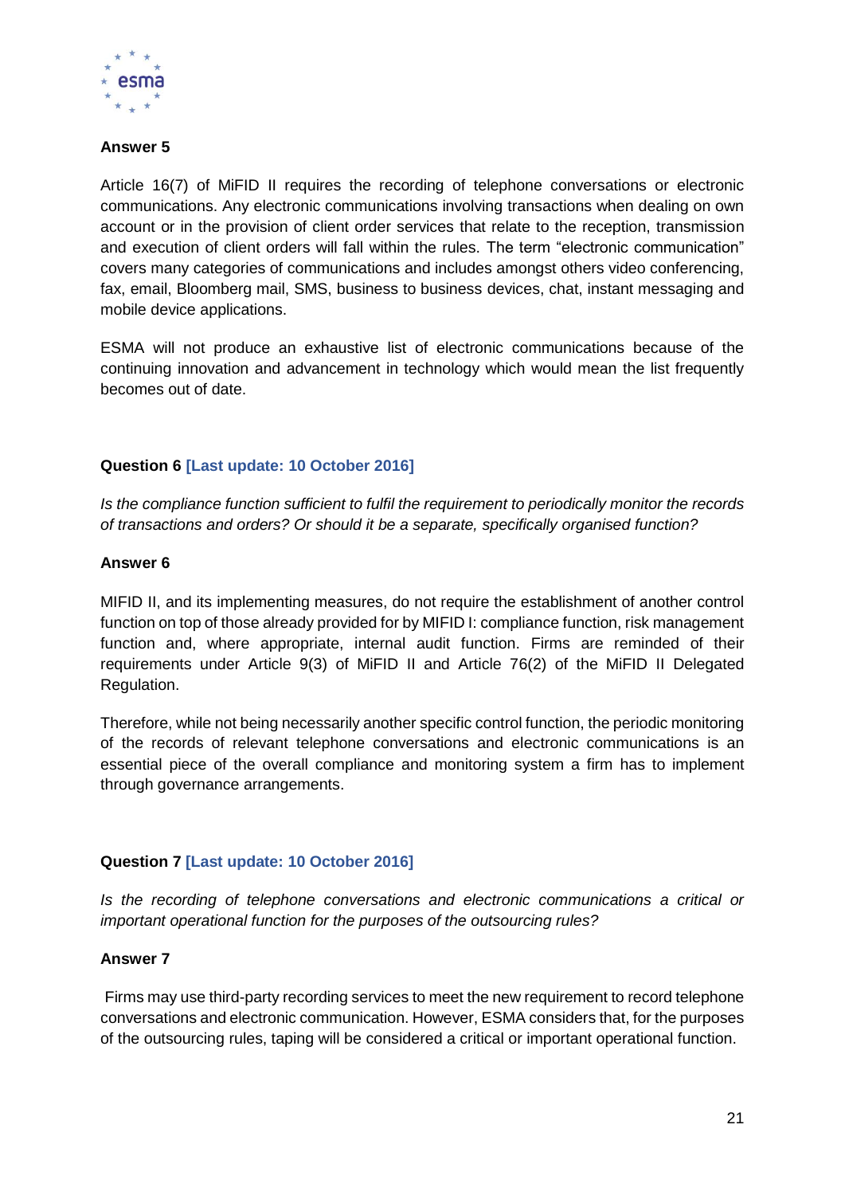**Answer 5**

Article 16(7) of MiFID II requires the recording of telephone conversations or electronic communications. Any electronic communications involving transactions when dealing on own account or in the provision of client order services that relate to the reception, transmission and execution of client orders will fall within the rules. The term "electronic communication" covers many categories of communications and includes amongst others video conferencing, fax, email, Bloomberg mail, SMS, business to business devices, chat, instant messaging and mobile device applications.

ESMA will not produce an exhaustive list of electronic communications because of the continuing innovation and advancement in technology which would mean the list frequently becomes out of date.

**Question 6 [Last update: 10 October 2016]**

*Is the compliance function sufficient to fulfil the requirement to periodically monitor the records of transactions and orders? Or should it be a separate, specifically organised function?*

**Answer 6**

MIFID II, and its implementing measures, do not require the establishment of another control function on top of those already provided for by MIFID I: compliance function, risk management function and, where appropriate, internal audit function. Firms are reminded of their requirements under Article 9(3) of MiFID II and Article 76(2) of the MiFID II Delegated Regulation.

Therefore, while not being necessarily another specific control function, the periodic monitoring of the records of relevant telephone conversations and electronic communications is an essential piece of the overall compliance and monitoring system a firm has to implement through governance arrangements.

**Question 7 [Last update: 10 October 2016]**

*Is the recording of telephone conversations and electronic communications a critical or important operational function for the purposes of the outsourcing rules?*

**Answer 7**

Firms may use third-party recording services to meet the new requirement to record telephone conversations and electronic communication. However, ESMA considers that, for the purposes of the outsourcing rules, taping will be considered a critical or important operational function.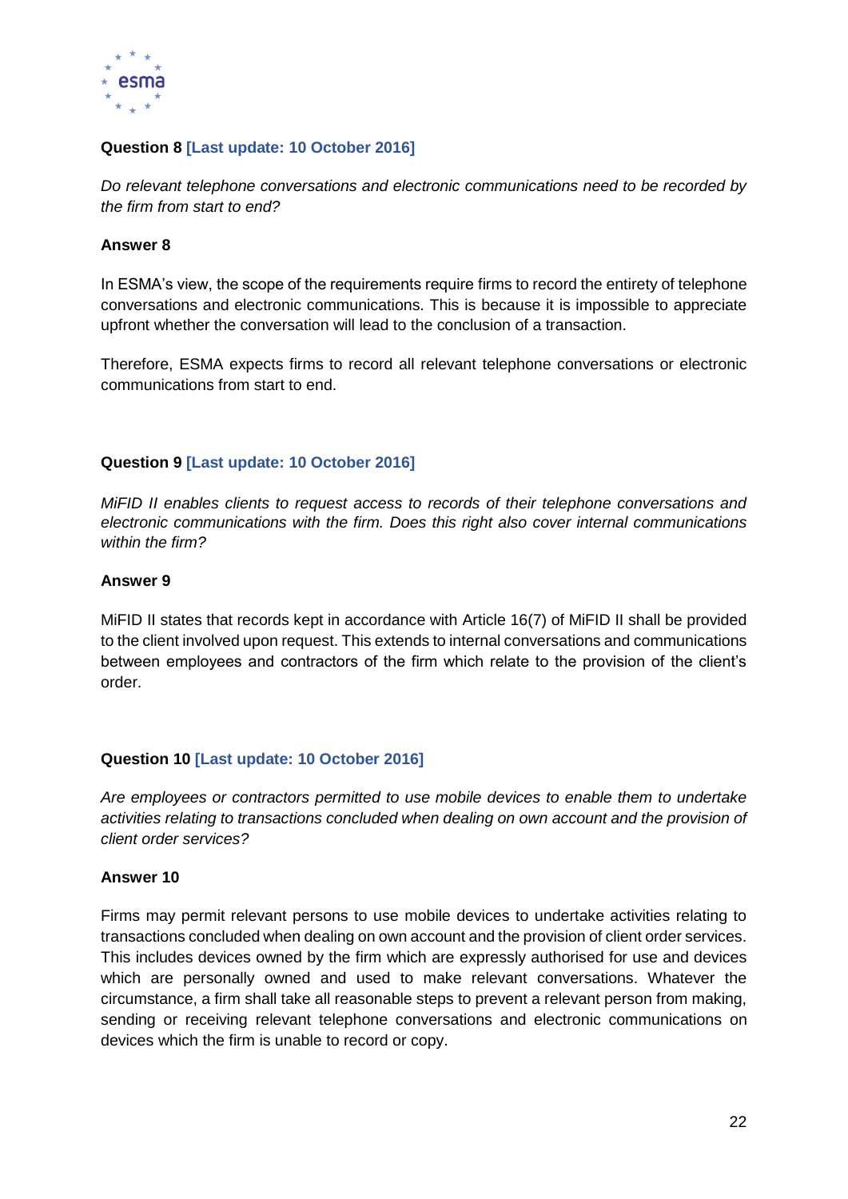**Question 8 [Last update: 10 October 2016]**

*Do relevant telephone conversations and electronic communications need to be recorded by the firm from start to end?*

**Answer 8**

In ESMA's view, the scope of the requirements require firms to record the entirety of telephone conversations and electronic communications. This is because it is impossible to appreciate upfront whether the conversation will lead to the conclusion of a transaction.

Therefore, ESMA expects firms to record all relevant telephone conversations or electronic communications from start to end.

**Question 9 [Last update: 10 October 2016]**

*MiFID II enables clients to request access to records of their telephone conversations and electronic communications with the firm. Does this right also cover internal communications within the firm?*

**Answer 9**

MiFID II states that records kept in accordance with Article 16(7) of MiFID II shall be provided to the client involved upon request. This extends to internal conversations and communications between employees and contractors of the firm which relate to the provision of the client's order.

**Question 10 [Last update: 10 October 2016]**

*Are employees or contractors permitted to use mobile devices to enable them to undertake activities relating to transactions concluded when dealing on own account and the provision of client order services?*

**Answer 10**

Firms may permit relevant persons to use mobile devices to undertake activities relating to transactions concluded when dealing on own account and the provision of client order services. This includes devices owned by the firm which are expressly authorised for use and devices which are personally owned and used to make relevant conversations. Whatever the circumstance, a firm shall take all reasonable steps to prevent a relevant person from making, sending or receiving relevant telephone conversations and electronic communications on devices which the firm is unable to record or copy.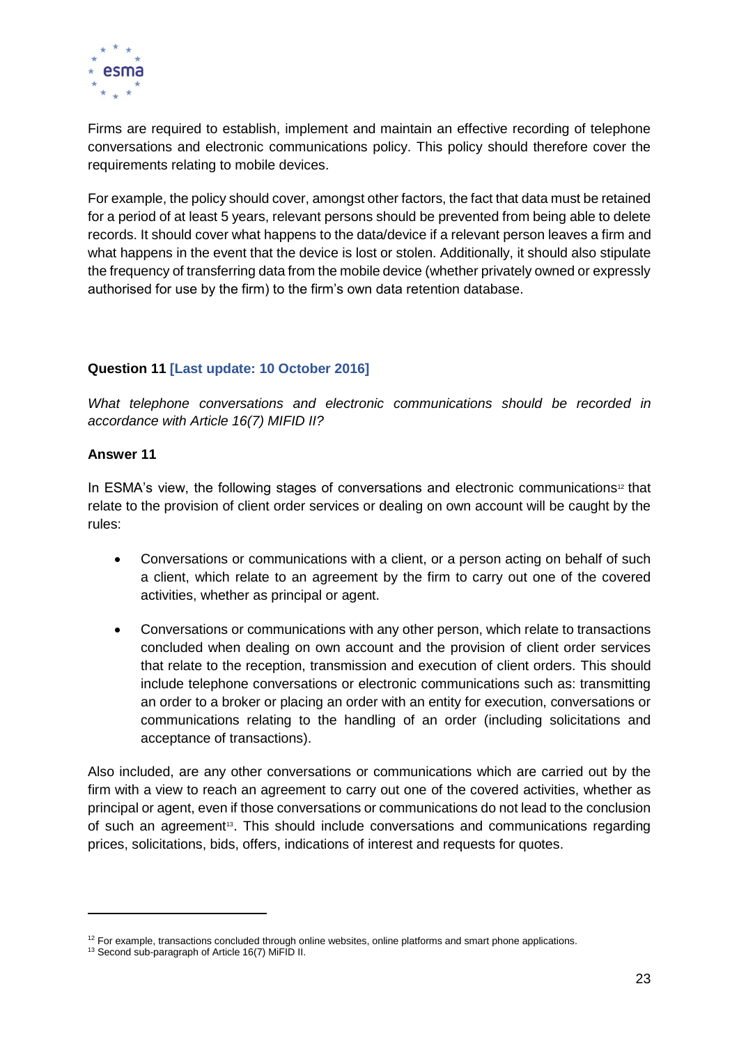Firms are required to establish, implement and maintain an effective recording of telephone conversations and electronic communications policy. This policy should therefore cover the requirements relating to mobile devices.

For example, the policy should cover, amongst other factors, the fact that data must be retained for a period of at least 5 years, relevant persons should be prevented from being able to delete records. It should cover what happens to the data/device if a relevant person leaves a firm and what happens in the event that the device is lost or stolen. Additionally, it should also stipulate the frequency of transferring data from the mobile device (whether privately owned or expressly authorised for use by the firm) to the firm's own data retention database.

**Question 11 [Last update: 10 October 2016]**

*What telephone conversations and electronic communications should be recorded in accordance with Article 16(7) MIFID II?*

**Answer 11**

In ESMA's view, the following stages of conversations and electronic communications[12] that relate to the provision of client order services or dealing on own account will be caught by the rules:

- Conversations or communications with a client, or a person acting on behalf of such a client, which relate to an agreement by the firm to carry out one of the covered activities, whether as principal or agent.
- Conversations or communications with any other person, which relate to transactions concluded when dealing on own account and the provision of client order services that relate to the reception, transmission and execution of client orders. This should include telephone conversations or electronic communications such as: transmitting an order to a broker or placing an order with an entity for execution, conversations or communications relating to the handling of an order (including solicitations and acceptance of transactions).

Also included, are any other conversations or communications which are carried out by the firm with a view to reach an agreement to carry out one of the covered activities, whether as principal or agent, even if those conversations or communications do not lead to the conclusion of such an agreement[13]. This should include conversations and communications regarding prices, solicitations, bids, offers, indications of interest and requests for quotes.

---

[12] For example, transactions concluded through online websites, online platforms and smart phone applications.

[13] Second sub-paragraph of Article 16(7) MiFID II.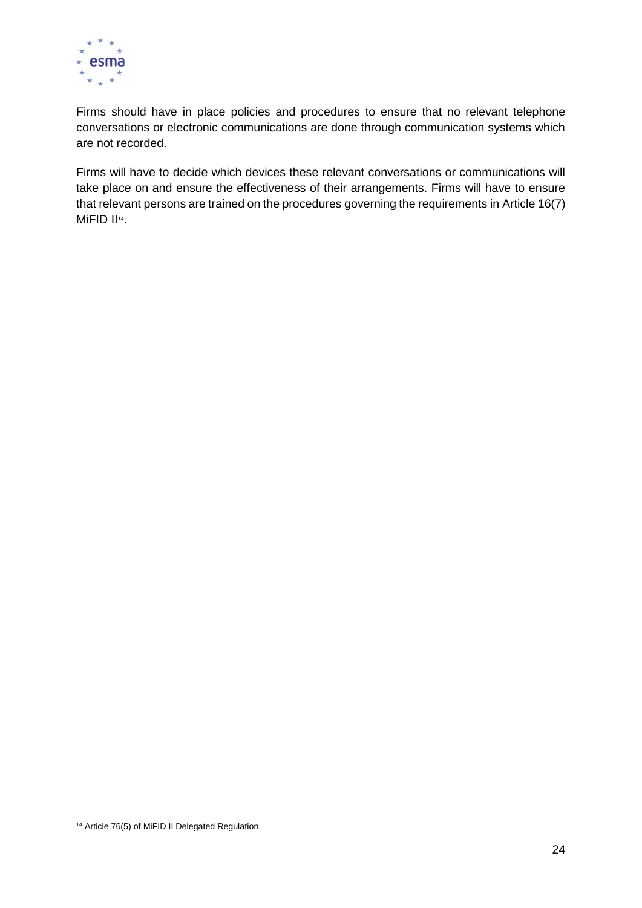Firms should have in place policies and procedures to ensure that no relevant telephone conversations or electronic communications are done through communication systems which are not recorded.

Firms will have to decide which devices these relevant conversations or communications will take place on and ensure the effectiveness of their arrangements. Firms will have to ensure that relevant persons are trained on the procedures governing the requirements in Article 16(7) MiFID II[14].

[14] Article 76(5) of MiFID II Delegated Regulation.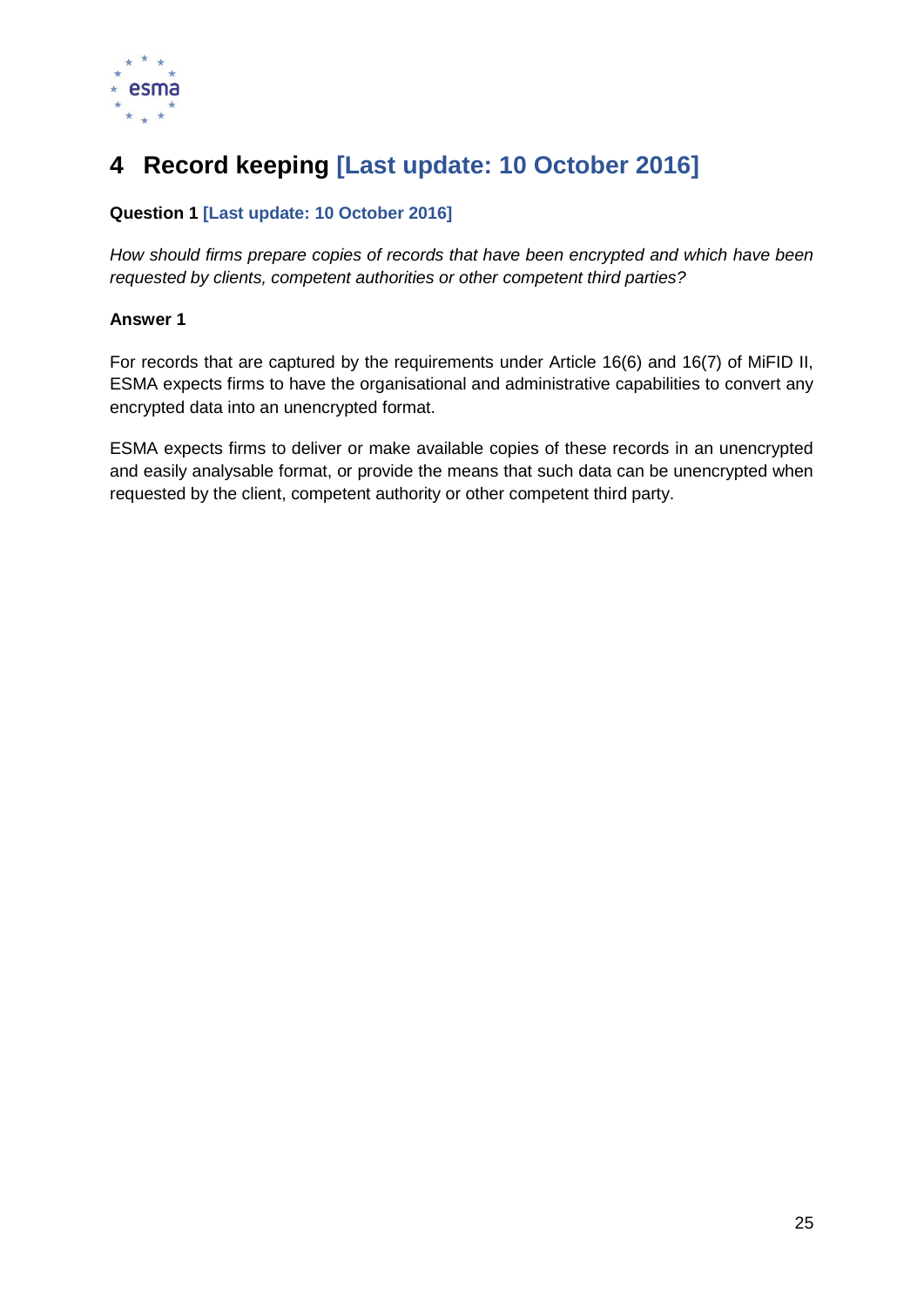# 4 Record keeping [Last update: 10 October 2016]

**Question 1 [Last update: 10 October 2016]**

*How should firms prepare copies of records that have been encrypted and which have been requested by clients, competent authorities or other competent third parties?*

**Answer 1**

For records that are captured by the requirements under Article 16(6) and 16(7) of MiFID II, ESMA expects firms to have the organisational and administrative capabilities to convert any encrypted data into an unencrypted format.

ESMA expects firms to deliver or make available copies of these records in an unencrypted and easily analysable format, or provide the means that such data can be unencrypted when requested by the client, competent authority or other competent third party.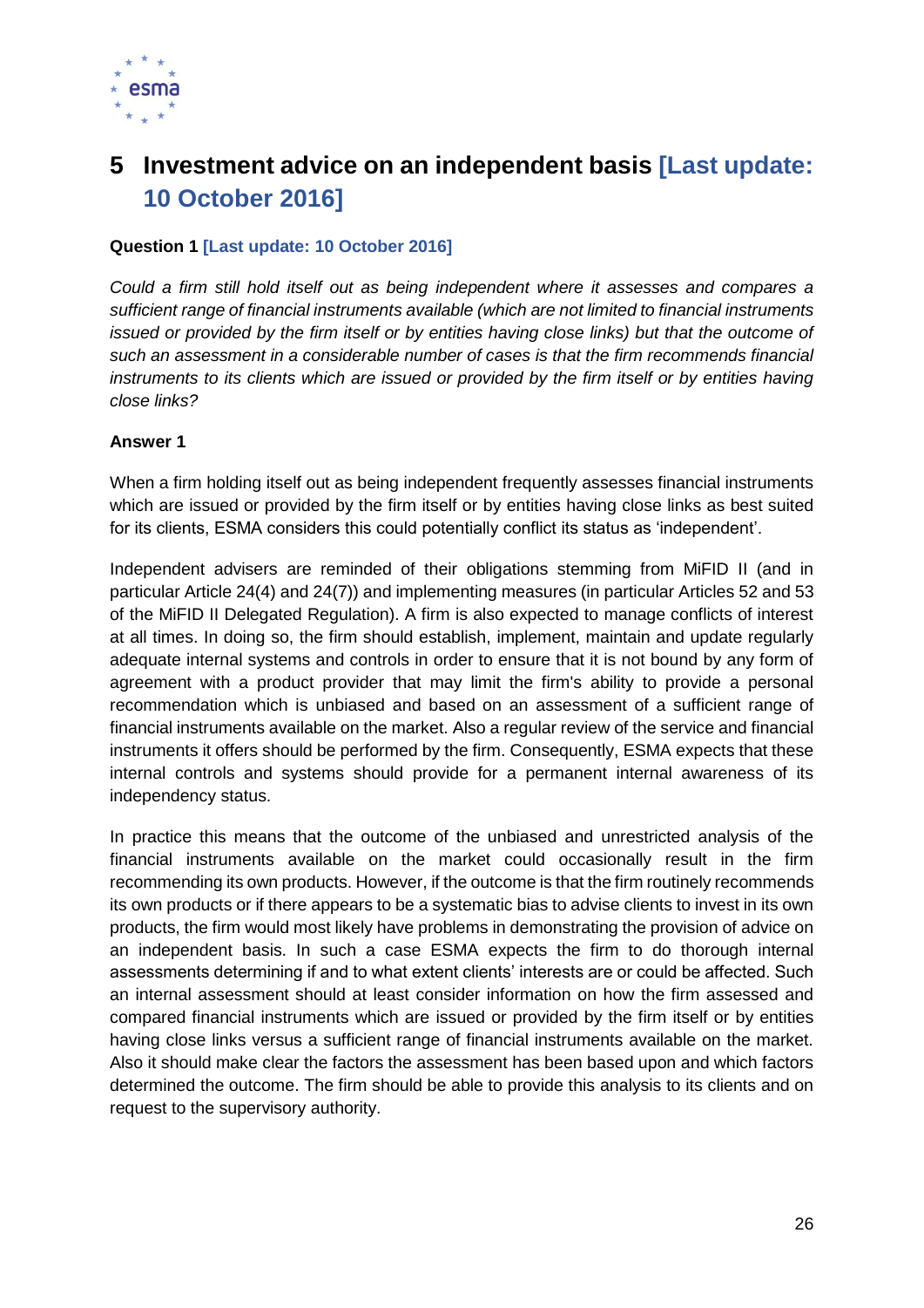# 5 Investment advice on an independent basis [Last update: 10 October 2016]

**Question 1 [Last update: 10 October 2016]**

*Could a firm still hold itself out as being independent where it assesses and compares a sufficient range of financial instruments available (which are not limited to financial instruments issued or provided by the firm itself or by entities having close links) but that the outcome of such an assessment in a considerable number of cases is that the firm recommends financial instruments to its clients which are issued or provided by the firm itself or by entities having close links?*

**Answer 1**

When a firm holding itself out as being independent frequently assesses financial instruments which are issued or provided by the firm itself or by entities having close links as best suited for its clients, ESMA considers this could potentially conflict its status as 'independent'.

Independent advisers are reminded of their obligations stemming from MiFID II (and in particular Article 24(4) and 24(7)) and implementing measures (in particular Articles 52 and 53 of the MiFID II Delegated Regulation). A firm is also expected to manage conflicts of interest at all times. In doing so, the firm should establish, implement, maintain and update regularly adequate internal systems and controls in order to ensure that it is not bound by any form of agreement with a product provider that may limit the firm's ability to provide a personal recommendation which is unbiased and based on an assessment of a sufficient range of financial instruments available on the market. Also a regular review of the service and financial instruments it offers should be performed by the firm. Consequently, ESMA expects that these internal controls and systems should provide for a permanent internal awareness of its independency status.

In practice this means that the outcome of the unbiased and unrestricted analysis of the financial instruments available on the market could occasionally result in the firm recommending its own products. However, if the outcome is that the firm routinely recommends its own products or if there appears to be a systematic bias to advise clients to invest in its own products, the firm would most likely have problems in demonstrating the provision of advice on an independent basis. In such a case ESMA expects the firm to do thorough internal assessments determining if and to what extent clients' interests are or could be affected. Such an internal assessment should at least consider information on how the firm assessed and compared financial instruments which are issued or provided by the firm itself or by entities having close links versus a sufficient range of financial instruments available on the market. Also it should make clear the factors the assessment has been based upon and which factors determined the outcome. The firm should be able to provide this analysis to its clients and on request to the supervisory authority.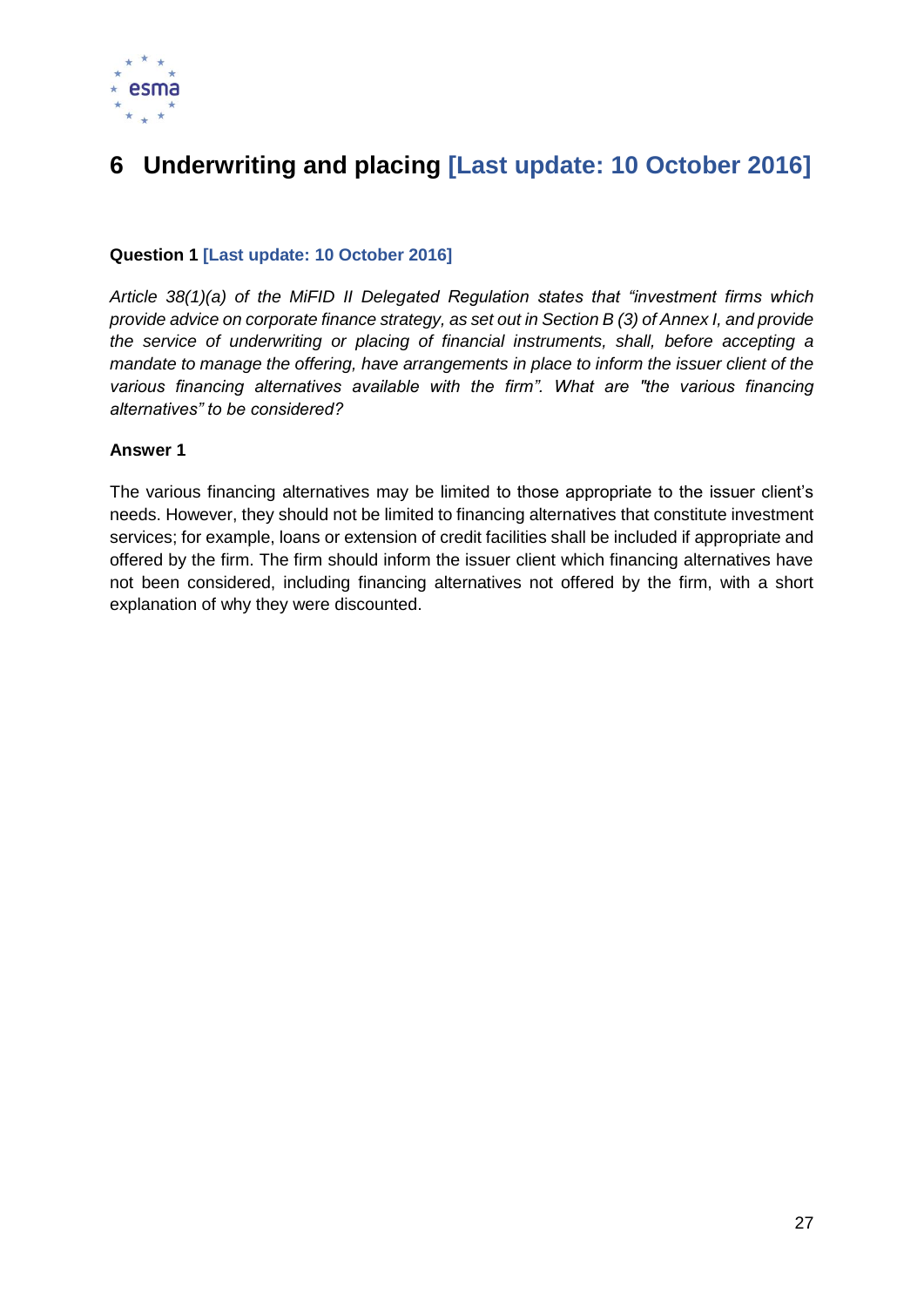# 6 Underwriting and placing [Last update: 10 October 2016]

**Question 1 [Last update: 10 October 2016]**

*Article 38(1)(a) of the MiFID II Delegated Regulation states that "investment firms which provide advice on corporate finance strategy, as set out in Section B (3) of Annex I, and provide the service of underwriting or placing of financial instruments, shall, before accepting a mandate to manage the offering, have arrangements in place to inform the issuer client of the various financing alternatives available with the firm". What are "the various financing alternatives" to be considered?*

**Answer 1**

The various financing alternatives may be limited to those appropriate to the issuer client's needs. However, they should not be limited to financing alternatives that constitute investment services; for example, loans or extension of credit facilities shall be included if appropriate and offered by the firm. The firm should inform the issuer client which financing alternatives have not been considered, including financing alternatives not offered by the firm, with a short explanation of why they were discounted.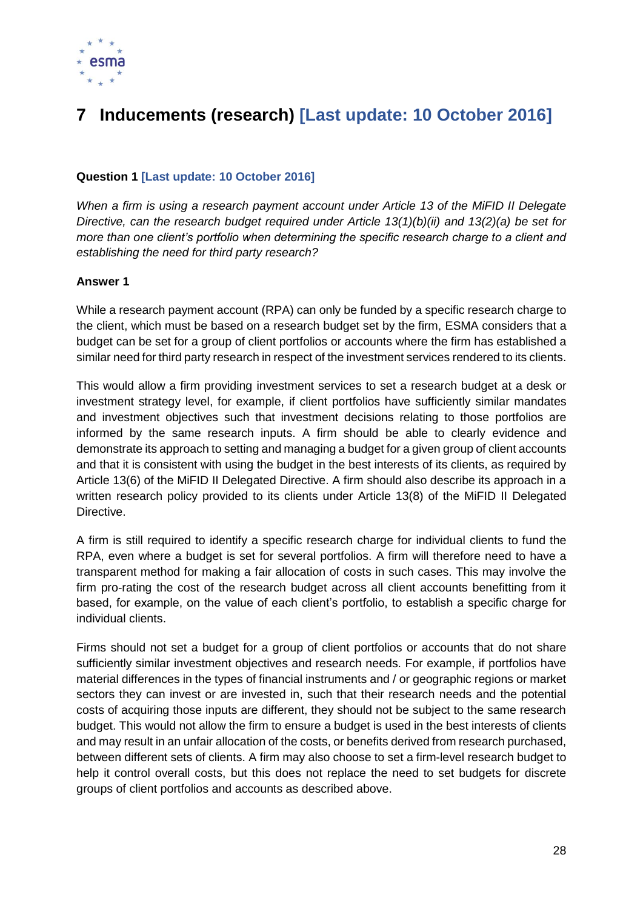# 7 Inducements (research) [Last update: 10 October 2016]

**Question 1 [Last update: 10 October 2016]**

*When a firm is using a research payment account under Article 13 of the MiFID II Delegate Directive, can the research budget required under Article 13(1)(b)(ii) and 13(2)(a) be set for more than one client's portfolio when determining the specific research charge to a client and establishing the need for third party research?*

**Answer 1**

While a research payment account (RPA) can only be funded by a specific research charge to the client, which must be based on a research budget set by the firm, ESMA considers that a budget can be set for a group of client portfolios or accounts where the firm has established a similar need for third party research in respect of the investment services rendered to its clients.

This would allow a firm providing investment services to set a research budget at a desk or investment strategy level, for example, if client portfolios have sufficiently similar mandates and investment objectives such that investment decisions relating to those portfolios are informed by the same research inputs. A firm should be able to clearly evidence and demonstrate its approach to setting and managing a budget for a given group of client accounts and that it is consistent with using the budget in the best interests of its clients, as required by Article 13(6) of the MiFID II Delegated Directive. A firm should also describe its approach in a written research policy provided to its clients under Article 13(8) of the MiFID II Delegated Directive.

A firm is still required to identify a specific research charge for individual clients to fund the RPA, even where a budget is set for several portfolios. A firm will therefore need to have a transparent method for making a fair allocation of costs in such cases. This may involve the firm pro-rating the cost of the research budget across all client accounts benefitting from it based, for example, on the value of each client's portfolio, to establish a specific charge for individual clients.

Firms should not set a budget for a group of client portfolios or accounts that do not share sufficiently similar investment objectives and research needs. For example, if portfolios have material differences in the types of financial instruments and / or geographic regions or market sectors they can invest or are invested in, such that their research needs and the potential costs of acquiring those inputs are different, they should not be subject to the same research budget. This would not allow the firm to ensure a budget is used in the best interests of clients and may result in an unfair allocation of the costs, or benefits derived from research purchased, between different sets of clients. A firm may also choose to set a firm-level research budget to help it control overall costs, but this does not replace the need to set budgets for discrete groups of client portfolios and accounts as described above.